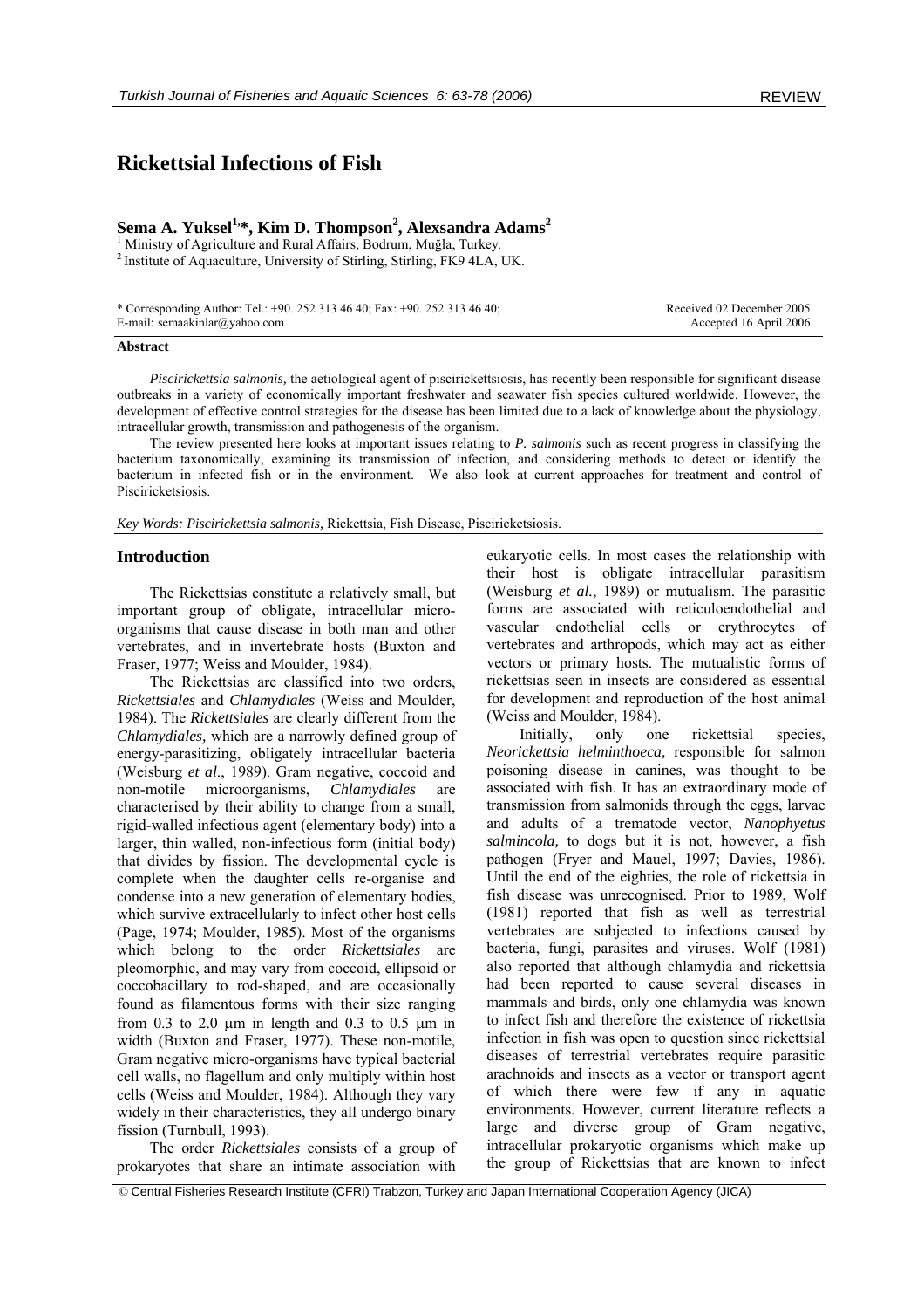# Rickettsial Infections of Fish

**Sema A. Yuksel[1,*], Kim D. Thompson[2], Alexsandra Adams[2]**

[1] Ministry of Agriculture and Rural Affairs, Bodrum, Muğla, Turkey.
[2] Institute of Aquaculture, University of Stirling, Stirling, FK9 4LA, UK.

\* Corresponding Author: Tel.: +90. 252 313 46 40; Fax: +90. 252 313 46 40; E-mail: semaakinlar@yahoo.com

Received 02 December 2005
Accepted 16 April 2006

### Abstract

*Piscirickettsia salmonis,* the aetiological agent of piscirickettsiosis, has recently been responsible for significant disease outbreaks in a variety of economically important freshwater and seawater fish species cultured worldwide. However, the development of effective control strategies for the disease has been limited due to a lack of knowledge about the physiology, intracellular growth, transmission and pathogenesis of the organism.

The review presented here looks at important issues relating to *P. salmonis* such as recent progress in classifying the bacterium taxonomically, examining its transmission of infection, and considering methods to detect or identify the bacterium in infected fish or in the environment. We also look at current approaches for treatment and control of Piscirick­etsiosis.

*Key Words: Piscirickettsia salmonis,* Rickettsia, Fish Disease, Piscirick­etsiosis.

## Introduction

The Rickettsias constitute a relatively small, but important group of obligate, intracellular micro-organisms that cause disease in both man and other vertebrates, and in invertebrate hosts (Buxton and Fraser, 1977; Weiss and Moulder, 1984).

The Rickettsias are classified into two orders, *Rickettsiales* and *Chlamydiales* (Weiss and Moulder, 1984). The *Rickettsiales* are clearly different from the *Chlamydiales,* which are a narrowly defined group of energy-parasitizing, obligately intracellular bacteria (Weisburg *et al*., 1989). Gram negative, coccoid and non-motile microorganisms, *Chlamydiales* are characterised by their ability to change from a small, rigid-walled infectious agent (elementary body) into a larger, thin walled, non-infectious form (initial body) that divides by fission. The developmental cycle is complete when the daughter cells re-organise and condense into a new generation of elementary bodies, which survive extracellularly to infect other host cells (Page, 1974; Moulder, 1985). Most of the organisms which belong to the order *Rickettsiales* are pleomorphic, and may vary from coccoid, ellipsoid or coccobacillary to rod-shaped, and are occasionally found as filamentous forms with their size ranging from 0.3 to 2.0 μm in length and 0.3 to 0.5 μm in width (Buxton and Fraser, 1977). These non-motile, Gram negative micro-organisms have typical bacterial cell walls, no flagellum and only multiply within host cells (Weiss and Moulder, 1984). Although they vary widely in their characteristics, they all undergo binary fission (Turnbull, 1993).

The order *Rickettsiales* consists of a group of prokaryotes that share an intimate association with eukaryotic cells. In most cases the relationship with their host is obligate intracellular parasitism (Weisburg *et al.*, 1989) or mutualism. The parasitic forms are associated with reticuloendothelial and vascular endothelial cells or erythrocytes of vertebrates and arthropods, which may act as either vectors or primary hosts. The mutualistic forms of rickettsias seen in insects are considered as essential for development and reproduction of the host animal (Weiss and Moulder, 1984).

Initially, only one rickettsial species, *Neorickettsia helminthoeca,* responsible for salmon poisoning disease in canines, was thought to be associated with fish. It has an extraordinary mode of transmission from salmonids through the eggs, larvae and adults of a trematode vector, *Nanophyetus salmincola,* to dogs but it is not, however, a fish pathogen (Fryer and Mauel, 1997; Davies, 1986). Until the end of the eighties, the role of rickettsia in fish disease was unrecognised. Prior to 1989, Wolf (1981) reported that fish as well as terrestrial vertebrates are subjected to infections caused by bacteria, fungi, parasites and viruses. Wolf (1981) also reported that although chlamydia and rickettsia had been reported to cause several diseases in mammals and birds, only one chlamydia was known to infect fish and therefore the existence of rickettsia infection in fish was open to question since rickettsial diseases of terrestrial vertebrates require parasitic arachnoids and insects as a vector or transport agent of which there were few if any in aquatic environments. However, current literature reflects a large and diverse group of Gram negative, intracellular prokaryotic organisms which make up the group of Rickettsias that are known to infect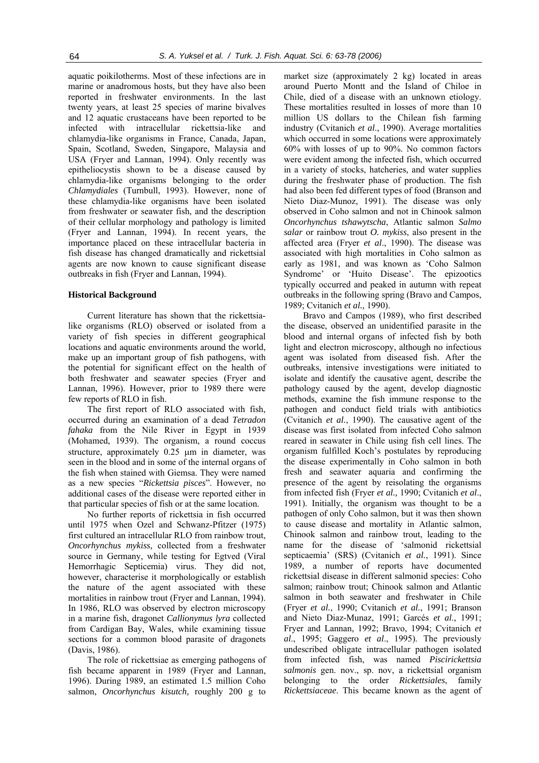aquatic poikilotherms. Most of these infections are in marine or anadromous hosts, but they have also been reported in freshwater environments. In the last twenty years, at least 25 species of marine bivalves and 12 aquatic crustaceans have been reported to be infected with intracellular rickettsia-like and chlamydia-like organisms in France, Canada, Japan, Spain, Scotland, Sweden, Singapore, Malaysia and USA (Fryer and Lannan, 1994). Only recently was epitheliocystis shown to be a disease caused by chlamydia-like organisms belonging to the order *Chlamydiales* (Turnbull, 1993). However, none of these chlamydia-like organisms have been isolated from freshwater or seawater fish, and the description of their cellular morphology and pathology is limited (Fryer and Lannan, 1994). In recent years, the importance placed on these intracellular bacteria in fish disease has changed dramatically and rickettsial agents are now known to cause significant disease outbreaks in fish (Fryer and Lannan, 1994).

## Historical Background

Current literature has shown that the rickettsia-like organisms (RLO) observed or isolated from a variety of fish species in different geographical locations and aquatic environments around the world, make up an important group of fish pathogens, with the potential for significant effect on the health of both freshwater and seawater species (Fryer and Lannan, 1996). However, prior to 1989 there were few reports of RLO in fish.

The first report of RLO associated with fish, occurred during an examination of a dead *Tetradon fahaka* from the Nile River in Egypt in 1939 (Mohamed, 1939). The organism, a round coccus structure, approximately 0.25 µm in diameter, was seen in the blood and in some of the internal organs of the fish when stained with Giemsa. They were named as a new species "*Rickettsia pisces*". However, no additional cases of the disease were reported either in that particular species of fish or at the same location.

No further reports of rickettsia in fish occurred until 1975 when Ozel and Schwanz-Pfitzer (1975) first cultured an intracellular RLO from rainbow trout, *Oncorhynchus mykiss,* collected from a freshwater source in Germany, while testing for Egtved (Viral Hemorrhagic Septicemia) virus. They did not, however, characterise it morphologically or establish the nature of the agent associated with these mortalities in rainbow trout (Fryer and Lannan, 1994). In 1986, RLO was observed by electron microscopy in a marine fish, dragonet *Callionymus lyra* collected from Cardigan Bay, Wales, while examining tissue sections for a common blood parasite of dragonets (Davis, 1986).

The role of rickettsiae as emerging pathogens of fish became apparent in 1989 (Fryer and Lannan, 1996). During 1989, an estimated 1.5 million Coho salmon, *Oncorhynchus kisutch,* roughly 200 g to market size (approximately 2 kg) located in areas around Puerto Montt and the Island of Chiloe in Chile, died of a disease with an unknown etiology. These mortalities resulted in losses of more than 10 million US dollars to the Chilean fish farming industry (Cvitanich *et al*., 1990). Average mortalities which occurred in some locations were approximately 60% with losses of up to 90%. No common factors were evident among the infected fish, which occurred in a variety of stocks, hatcheries, and water supplies during the freshwater phase of production. The fish had also been fed different types of food (Branson and Nieto Diaz-Munoz, 1991). The disease was only observed in Coho salmon and not in Chinook salmon *Oncorhynchus tshawytscha*, Atlantic salmon *Salmo salar* or rainbow trout *O. mykiss*, also present in the affected area (Fryer *et al*., 1990). The disease was associated with high mortalities in Coho salmon as early as 1981, and was known as 'Coho Salmon Syndrome' or 'Huito Disease'. The epizootics typically occurred and peaked in autumn with repeat outbreaks in the following spring (Bravo and Campos, 1989; Cvitanich *et al.,* 1990).

Bravo and Campos (1989), who first described the disease, observed an unidentified parasite in the blood and internal organs of infected fish by both light and electron microscopy, although no infectious agent was isolated from diseased fish. After the outbreaks, intensive investigations were initiated to isolate and identify the causative agent, describe the pathology caused by the agent, develop diagnostic methods, examine the fish immune response to the pathogen and conduct field trials with antibiotics (Cvitanich *et al.*, 1990). The causative agent of the disease was first isolated from infected Coho salmon reared in seawater in Chile using fish cell lines. The organism fulfilled Koch's postulates by reproducing the disease experimentally in Coho salmon in both fresh and seawater aquaria and confirming the presence of the agent by reisolating the organisms from infected fish (Fryer *et al.,* 1990; Cvitanich *et al*., 1991). Initially, the organism was thought to be a pathogen of only Coho salmon, but it was then shown to cause disease and mortality in Atlantic salmon, Chinook salmon and rainbow trout, leading to the name for the disease of 'salmonid rickettsial septicaemia' (SRS) (Cvitanich *et al*., 1991). Since 1989, a number of reports have documented rickettsial disease in different salmonid species: Coho salmon; rainbow trout; Chinook salmon and Atlantic salmon in both seawater and freshwater in Chile (Fryer *et al*., 1990; Cvitanich *et al*., 1991; Branson and Nieto Diaz-Munaz, 1991; Garcés *et al*., 1991; Fryer and Lannan, 1992; Bravo, 1994; Cvitanich *et al*., 1995; Gaggero *et al*., 1995). The previously undescribed obligate intracellular pathogen isolated from infected fish, was named *Piscirickettsia salmonis* gen. nov., sp. nov, a rickettsial organism belonging to the order *Rickettsiales*, family *Rickettsiaceae*. This became known as the agent of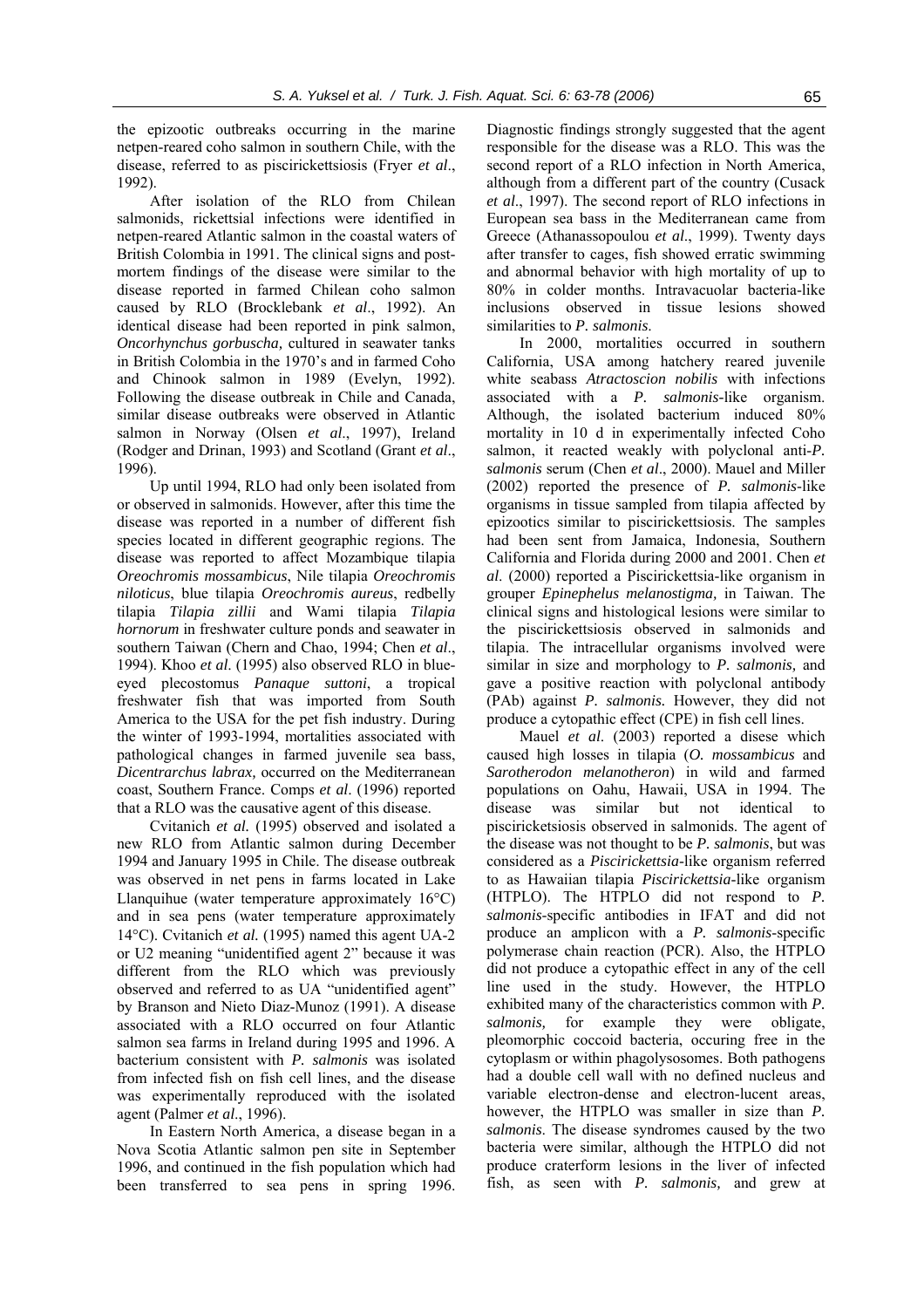the epizootic outbreaks occurring in the marine netpen-reared coho salmon in southern Chile, with the disease, referred to as piscirickettsiosis (Fryer *et al*., 1992).

After isolation of the RLO from Chilean salmonids, rickettsial infections were identified in netpen-reared Atlantic salmon in the coastal waters of British Colombia in 1991. The clinical signs and post-mortem findings of the disease were similar to the disease reported in farmed Chilean coho salmon caused by RLO (Brocklebank *et al*., 1992). An identical disease had been reported in pink salmon, *Oncorhynchus gorbuscha,* cultured in seawater tanks in British Colombia in the 1970's and in farmed Coho and Chinook salmon in 1989 (Evelyn, 1992). Following the disease outbreak in Chile and Canada, similar disease outbreaks were observed in Atlantic salmon in Norway (Olsen *et al*., 1997), Ireland (Rodger and Drinan, 1993) and Scotland (Grant *et al*., 1996).

Up until 1994, RLO had only been isolated from or observed in salmonids. However, after this time the disease was reported in a number of different fish species located in different geographic regions. The disease was reported to affect Mozambique tilapia *Oreochromis mossambicus*, Nile tilapia *Oreochromis niloticus*, blue tilapia *Oreochromis aureus*, redbelly tilapia *Tilapia zillii* and Wami tilapia *Tilapia hornorum* in freshwater culture ponds and seawater in southern Taiwan (Chern and Chao, 1994; Chen *et al*., 1994). Khoo *et al*. (1995) also observed RLO in blue-eyed plecostomus *Panaque suttoni*, a tropical freshwater fish that was imported from South America to the USA for the pet fish industry. During the winter of 1993-1994, mortalities associated with pathological changes in farmed juvenile sea bass, *Dicentrarchus labrax,* occurred on the Mediterranean coast, Southern France. Comps *et al*. (1996) reported that a RLO was the causative agent of this disease.

Cvitanich *et al.* (1995) observed and isolated a new RLO from Atlantic salmon during December 1994 and January 1995 in Chile. The disease outbreak was observed in net pens in farms located in Lake Llanquihue (water temperature approximately 16°C) and in sea pens (water temperature approximately 14°C). Cvitanich *et al.* (1995) named this agent UA-2 or U2 meaning "unidentified agent 2" because it was different from the RLO which was previously observed and referred to as UA "unidentified agent" by Branson and Nieto Diaz-Munoz (1991). A disease associated with a RLO occurred on four Atlantic salmon sea farms in Ireland during 1995 and 1996. A bacterium consistent with *P. salmonis* was isolated from infected fish on fish cell lines, and the disease was experimentally reproduced with the isolated agent (Palmer *et al*., 1996).

In Eastern North America, a disease began in a Nova Scotia Atlantic salmon pen site in September 1996, and continued in the fish population which had been transferred to sea pens in spring 1996. Diagnostic findings strongly suggested that the agent responsible for the disease was a RLO. This was the second report of a RLO infection in North America, although from a different part of the country (Cusack *et al*., 1997). The second report of RLO infections in European sea bass in the Mediterranean came from Greece (Athanassopoulou *et al*., 1999). Twenty days after transfer to cages, fish showed erratic swimming and abnormal behavior with high mortality of up to 80% in colder months. Intravacuolar bacteria-like inclusions observed in tissue lesions showed similarities to *P. salmonis*.

In 2000, mortalities occurred in southern California, USA among hatchery reared juvenile white seabass *Atractoscion nobilis* with infections associated with a *P. salmonis*-like organism. Although, the isolated bacterium induced 80% mortality in 10 d in experimentally infected Coho salmon, it reacted weakly with polyclonal anti-*P. salmonis* serum (Chen *et al*., 2000). Mauel and Miller (2002) reported the presence of *P. salmonis*-like organisms in tissue sampled from tilapia affected by epizootics similar to piscirickettsiosis. The samples had been sent from Jamaica, Indonesia, Southern California and Florida during 2000 and 2001. Chen *et al*. (2000) reported a Piscirickettsia-like organism in grouper *Epinephelus melanostigma,* in Taiwan. The clinical signs and histological lesions were similar to the piscirickettsiosis observed in salmonids and tilapia. The intracellular organisms involved were similar in size and morphology to *P. salmonis,* and gave a positive reaction with polyclonal antibody (PAb) against *P. salmonis.* However, they did not produce a cytopathic effect (CPE) in fish cell lines.

Mauel *et al.* (2003) reported a disease which caused high losses in tilapia (*O. mossambicus* and *Sarotherodon melanotheron*) in wild and farmed populations on Oahu, Hawaii, USA in 1994. The disease was similar but not identical to piscricketsiosis observed in salmonids. The agent of the disease was not thought to be *P. salmonis*, but was considered as a *Piscirickettsia*-like organism referred to as Hawaiian tilapia *Piscirickettsia*-like organism (HTPLO). The HTPLO did not respond to *P. salmonis*-specific antibodies in IFAT and did not produce an amplicon with a *P. salmonis*-specific polymerase chain reaction (PCR). Also, the HTPLO did not produce a cytopathic effect in any of the cell line used in the study. However, the HTPLO exhibited many of the characteristics common with *P. salmonis,* for example they were obligate, pleomorphic coccoid bacteria, occuring free in the cytoplasm or within phagolysosomes. Both pathogens had a double cell wall with no defined nucleus and variable electron-dense and electron-lucent areas, however, the HTPLO was smaller in size than *P. salmonis*. The disease syndromes caused by the two bacteria were similar, although the HTPLO did not produce craterform lesions in the liver of infected fish, as seen with *P. salmonis,* and grew at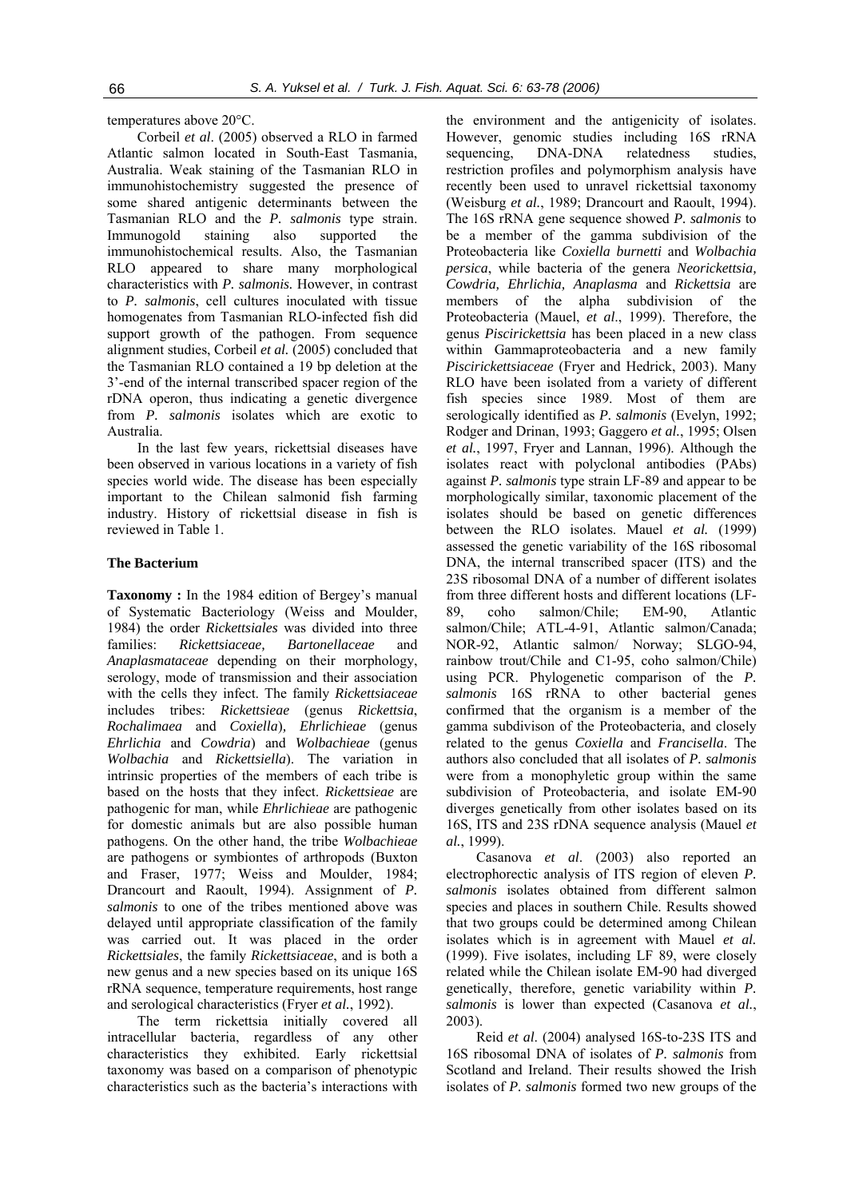temperatures above 20°C.

Corbeil *et al*. (2005) observed a RLO in farmed Atlantic salmon located in South-East Tasmania, Australia. Weak staining of the Tasmanian RLO in immunohistochemistry suggested the presence of some shared antigenic determinants between the Tasmanian RLO and the *P. salmonis* type strain. Immunogold staining also supported the immunohistochemical results. Also, the Tasmanian RLO appeared to share many morphological characteristics with *P. salmonis.* However, in contrast to *P. salmonis*, cell cultures inoculated with tissue homogenates from Tasmanian RLO-infected fish did support growth of the pathogen. From sequence alignment studies, Corbeil *et al.* (2005) concluded that the Tasmanian RLO contained a 19 bp deletion at the 3'-end of the internal transcribed spacer region of the rDNA operon, thus indicating a genetic divergence from *P. salmonis* isolates which are exotic to Australia.

In the last few years, rickettsial diseases have been observed in various locations in a variety of fish species world wide. The disease has been especially important to the Chilean salmonid fish farming industry. History of rickettsial disease in fish is reviewed in Table 1.

### The Bacterium

**Taxonomy :** In the 1984 edition of Bergey's manual of Systematic Bacteriology (Weiss and Moulder, 1984) the order *Rickettsiales* was divided into three families: *Rickettsiaceae, Bartonellaceae* and *Anaplasmataceae* depending on their morphology, serology, mode of transmission and their association with the cells they infect. The family *Rickettsiaceae* includes tribes: *Rickettsieae* (genus *Rickettsia*, *Rochalimaea* and *Coxiella*)*, Ehrlichieae* (genus *Ehrlichia* and *Cowdria*) and *Wolbachieae* (genus *Wolbachia* and *Rickettsiella*). The variation in intrinsic properties of the members of each tribe is based on the hosts that they infect. *Rickettsieae* are pathogenic for man, while *Ehrlichieae* are pathogenic for domestic animals but are also possible human pathogens. On the other hand, the tribe *Wolbachieae* are pathogens or symbiontes of arthropods (Buxton and Fraser, 1977; Weiss and Moulder, 1984; Drancourt and Raoult, 1994). Assignment of *P. salmonis* to one of the tribes mentioned above was delayed until appropriate classification of the family was carried out. It was placed in the order *Rickettsiales*, the family *Rickettsiaceae*, and is both a new genus and a new species based on its unique 16S rRNA sequence, temperature requirements, host range and serological characteristics (Fryer *et al.*, 1992).

The term rickettsia initially covered all intracellular bacteria, regardless of any other characteristics they exhibited. Early rickettsial taxonomy was based on a comparison of phenotypic characteristics such as the bacteria's interactions with the environment and the antigenicity of isolates. However, genomic studies including 16S rRNA sequencing, DNA-DNA relatedness studies, restriction profiles and polymorphism analysis have recently been used to unravel rickettsial taxonomy (Weisburg *et al.*, 1989; Drancourt and Raoult, 1994). The 16S rRNA gene sequence showed *P. salmonis* to be a member of the gamma subdivision of the Proteobacteria like *Coxiella burnetti* and *Wolbachia persica*, while bacteria of the genera *Neorickettsia, Cowdria, Ehrlichia, Anaplasma* and *Rickettsia* are members of the alpha subdivision of the Proteobacteria (Mauel, *et al*., 1999). Therefore, the genus *Piscirickettsia* has been placed in a new class within Gammaproteobacteria and a new family *Piscirickettsiaceae* (Fryer and Hedrick, 2003). Many RLO have been isolated from a variety of different fish species since 1989. Most of them are serologically identified as *P. salmonis* (Evelyn, 1992; Rodger and Drinan, 1993; Gaggero *et al.*, 1995; Olsen *et al.*, 1997, Fryer and Lannan, 1996). Although the isolates react with polyclonal antibodies (PAbs) against *P. salmonis* type strain LF-89 and appear to be morphologically similar, taxonomic placement of the isolates should be based on genetic differences between the RLO isolates. Mauel *et al.* (1999) assessed the genetic variability of the 16S ribosomal DNA, the internal transcribed spacer (ITS) and the 23S ribosomal DNA of a number of different isolates from three different hosts and different locations (LF-89, coho salmon/Chile; EM-90, Atlantic salmon/Chile; ATL-4-91, Atlantic salmon/Canada; NOR-92, Atlantic salmon/ Norway; SLGO-94, rainbow trout/Chile and C1-95, coho salmon/Chile) using PCR. Phylogenetic comparison of the *P. salmonis* 16S rRNA to other bacterial genes confirmed that the organism is a member of the gamma subdivison of the Proteobacteria, and closely related to the genus *Coxiella* and *Francisella*. The authors also concluded that all isolates of *P. salmonis* were from a monophyletic group within the same subdivision of Proteobacteria, and isolate EM-90 diverges genetically from other isolates based on its 16S, ITS and 23S rDNA sequence analysis (Mauel *et al.*, 1999).

Casanova *et al*. (2003) also reported an electrophorectic analysis of ITS region of eleven *P. salmonis* isolates obtained from different salmon species and places in southern Chile. Results showed that two groups could be determined among Chilean isolates which is in agreement with Mauel *et al.* (1999). Five isolates, including LF 89, were closely related while the Chilean isolate EM-90 had diverged genetically, therefore, genetic variability within *P. salmonis* is lower than expected (Casanova *et al.*, 2003).

Reid *et al*. (2004) analysed 16S-to-23S ITS and 16S ribosomal DNA of isolates of *P. salmonis* from Scotland and Ireland. Their results showed the Irish isolates of *P. salmonis* formed two new groups of the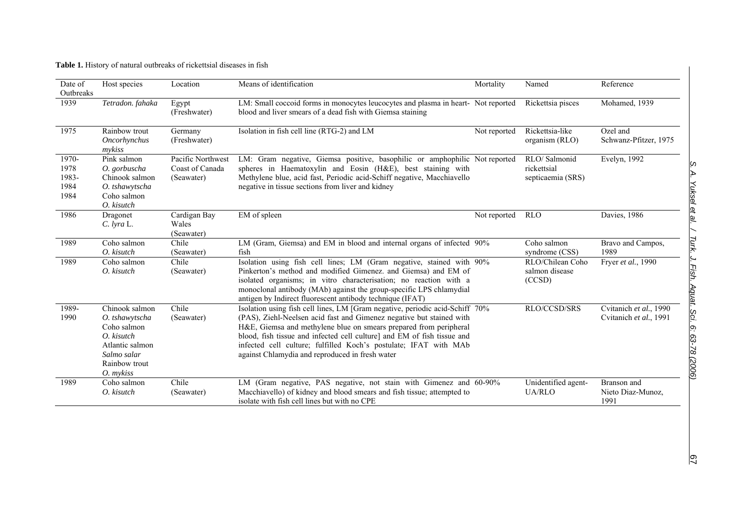**Table 1.** History of natural outbreaks of rickettsial diseases in fish

| Date of Outbreaks | Host species | Location | Means of identification | Mortality | Named | Reference |
|---|---|---|---|---|---|---|
| 1939 | *Tetradon. fahaka* | Egypt (Freshwater) | LM: Small coccoid forms in monocytes leucocytes and plasma in heart-blood and liver smears of a dead fish with Giemsa staining | Not reported | Rickettsia pisces | Mohamed, 1939 |
| 1975 | Rainbow trout *Oncorhynchus mykiss* | Germany (Freshwater) | Isolation in fish cell line (RTG-2) and LM | Not reported | Rickettsia-like organism (RLO) | Ozel and Schwanz-Pfitzer, 1975 |
| 1970-1978 1983-1984 1984 | Pink salmon *O. gorbuscha* Chinook salmon *O. tshawytscha* Coho salmon *O. kisutch* | Pacific Northwest Coast of Canada (Seawater) | LM: Gram negative, Giemsa positive, basophilic or amphophilic spheres in Haematoxylin and Eosin (H&E), best staining with Methylene blue, acid fast, Periodic acid-Schiff negative, Macchiavello negative in tissue sections from liver and kidney | Not reported | RLO/ Salmonid rickettsial septicaemia (SRS) | Evelyn, 1992 |
| 1986 | Dragonet *C. lyra* L. | Cardigan Bay Wales (Seawater) | EM of spleen | Not reported | RLO | Davies, 1986 |
| 1989 | Coho salmon *O. kisutch* | Chile (Seawater) | LM (Gram, Giemsa) and EM in blood and internal organs of infected fish | 90% | Coho salmon syndrome (CSS) | Bravo and Campos, 1989 |
| 1989 | Coho salmon *O. kisutch* | Chile (Seawater) | Isolation using fish cell lines; LM (Gram negative, stained with Pinkerton's method and modified Gimenez. and Giemsa) and EM of isolated organisms; in vitro characterisation; no reaction with a monoclonal antibody (MAb) against the group-specific LPS chlamydial antigen by Indirect fluorescent antibody technique (IFAT) | 90% | RLO/Chilean Coho salmon disease (CCSD) | Fryer *et al.*, 1990 |
| 1989-1990 | Chinook salmon *O. tshawytscha* Coho salmon *O. kisutch* Atlantic salmon *Salmo salar* Rainbow trout *O. mykiss* | Chile (Seawater) | Isolation using fish cell lines, LM [Gram negative, periodic acid-Schiff (PAS), Ziehl-Neelsen acid fast and Gimenez negative but stained with H&E, Giemsa and methylene blue on smears prepared from peripheral blood, fish tissue and infected cell culture] and EM of fish tissue and infected cell culture; fulfilled Koch's postulate; IFAT with MAb against Chlamydia and reproduced in fresh water | 70% | RLO/CCSD/SRS | Cvitanich *et al.*, 1990 Cvitanich *et al.*, 1991 |
| 1989 | Coho salmon *O. kisutch* | Chile (Seawater) | LM (Gram negative, PAS negative, not stain with Gimenez and Macchiavello) of kidney and blood smears and fish tissue; attempted to isolate with fish cell lines but with no CPE | 60-90% | Unidentified agent-UA/RLO | Branson and Nieto Diaz-Munoz, 1991 |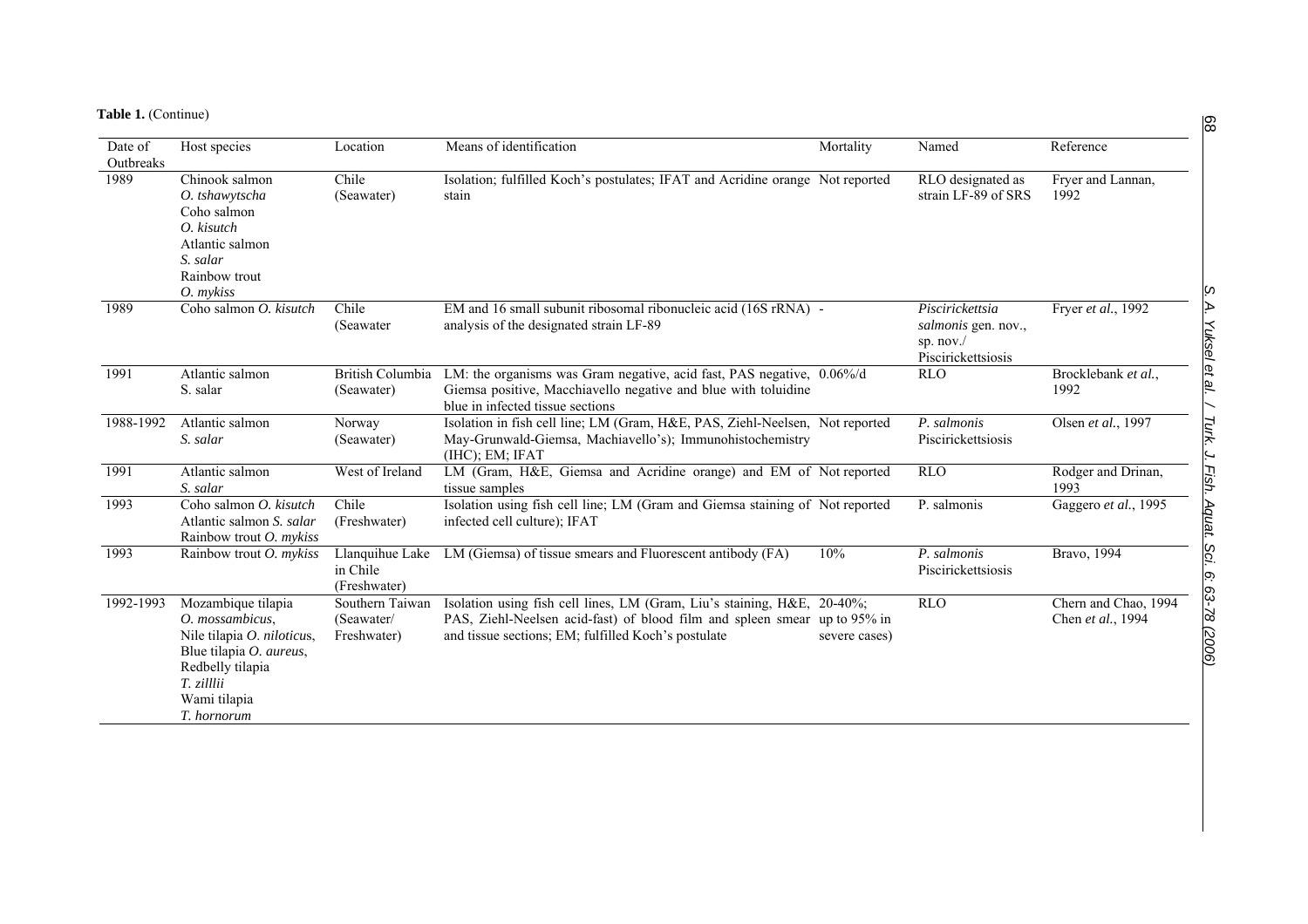**Table 1.** (Continue)

| Date of Outbreaks | Host species | Location | Means of identification | Mortality | Named | Reference |
|---|---|---|---|---|---|---|
| 1989 | Chinook salmon *O. tshawytscha* Coho salmon *O. kisutch* Atlantic salmon *S. salar* Rainbow trout *O. mykiss* | Chile (Seawater) | Isolation; fulfilled Koch's postulates; IFAT and Acridine orange stain | Not reported | RLO designated as strain LF-89 of SRS | Fryer and Lannan, 1992 |
| 1989 | Coho salmon *O. kisutch* | Chile (Seawater | EM and 16 small subunit ribosomal ribonucleic acid (16S rRNA) analysis of the designated strain LF-89 | - | *Piscirickettsia salmonis* gen. nov., sp. nov./ Piscirickettsiosis | Fryer *et al.*, 1992 |
| 1991 | Atlantic salmon S. salar | British Columbia (Seawater) | LM: the organisms was Gram negative, acid fast, PAS negative, Giemsa positive, Macchiavello negative and blue with toluidine blue in infected tissue sections | 0.06%/d | RLO | Brocklebank *et al.*, 1992 |
| 1988-1992 | Atlantic salmon *S. salar* | Norway (Seawater) | Isolation in fish cell line; LM (Gram, H&E, PAS, Ziehl-Neelsen, May-Grunwald-Giemsa, Machiavello's); Immunohistochemistry (IHC); EM; IFAT | Not reported | *P. salmonis* Piscirickettsiosis | Olsen *et al.*, 1997 |
| 1991 | Atlantic salmon *S. salar* | West of Ireland | LM (Gram, H&E, Giemsa and Acridine orange) and EM of tissue samples | Not reported | RLO | Rodger and Drinan, 1993 |
| 1993 | Coho salmon *O. kisutch* Atlantic salmon *S. salar* Rainbow trout *O. mykiss* | Chile (Freshwater) | Isolation using fish cell line; LM (Gram and Giemsa staining of infected cell culture); IFAT | Not reported | P. salmonis | Gaggero *et al.*, 1995 |
| 1993 | Rainbow trout *O. mykiss* | Llanquihue Lake in Chile (Freshwater) | LM (Giemsa) of tissue smears and Fluorescent antibody (FA) | 10% | *P. salmonis* Piscirickettsiosis | Bravo, 1994 |
| 1992-1993 | Mozambique tilapia *O. mossambicus*, Nile tilapia *O. niloticus*, Blue tilapia *O. aureus*, Redbelly tilapia *T. zilllii* Wami tilapia *T. hornorum* | Southern Taiwan (Seawater/ Freshwater) | Isolation using fish cell lines, LM (Gram, Liu's staining, H&E, PAS, Ziehl-Neelsen acid-fast) of blood film and spleen smear and tissue sections; EM; fulfilled Koch's postulate | 20-40%; up to 95% in severe cases) | RLO | Chern and Chao, 1994 Chen *et al.*, 1994 |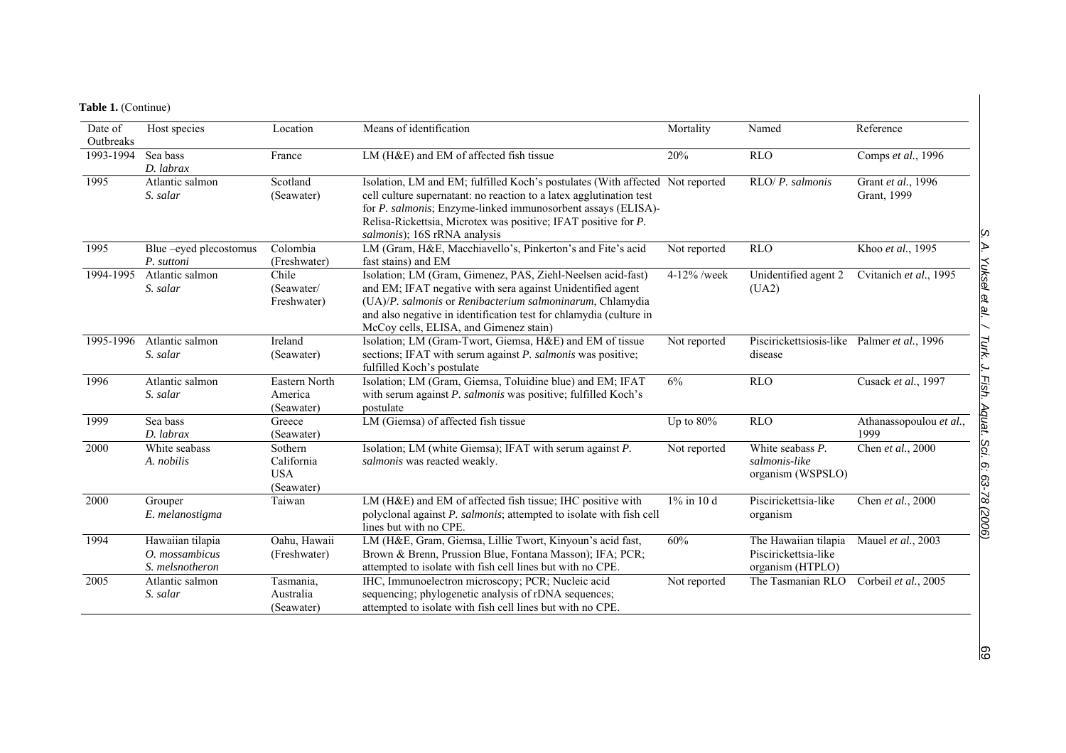**Table 1.** (Continue)

| Date of Outbreaks | Host species | Location | Means of identification | Mortality | Named | Reference |
|---|---|---|---|---|---|---|
| 1993-1994 | Sea bass *D. labrax* | France | LM (H&E) and EM of affected fish tissue | 20% | RLO | Comps *et al*., 1996 |
| 1995 | Atlantic salmon *S. salar* | Scotland (Seawater) | Isolation, LM and EM; fulfilled Koch's postulates (With affected cell culture supernatant: no reaction to a latex agglutination test for *P. salmonis*; Enzyme-linked immunosorbent assays (ELISA)-Relisa-Rickettsia, Microtex was positive; IFAT positive for *P. salmonis*); 16S rRNA analysis | Not reported | RLO/ *P. salmonis* | Grant *et al*., 1996 Grant, 1999 |
| 1995 | Blue –eyed plecostomus *P. suttoni* | Colombia (Freshwater) | LM (Gram, H&E, Macchiavello's, Pinkerton's and Fite's acid fast stains) and EM | Not reported | RLO | Khoo *et al*., 1995 |
| 1994-1995 | Atlantic salmon *S. salar* | Chile (Seawater/ Freshwater) | Isolation; LM (Gram, Gimenez, PAS, Ziehl-Neelsen acid-fast) and EM; IFAT negative with sera against Unidentified agent (UA)/*P. salmonis* or *Renibacterium salmoninarum*, Chlamydia and also negative in identification test for chlamydia (culture in McCoy cells, ELISA, and Gimenez stain) | 4-12% /week | Unidentified agent 2 (UA2) | Cvitanich *et al*., 1995 |
| 1995-1996 | Atlantic salmon *S. salar* | Ireland (Seawater) | Isolation; LM (Gram-Twort, Giemsa, H&E) and EM of tissue sections; IFAT with serum against *P. salmonis* was positive; fulfilled Koch's postulate | Not reported | Piscirickettsiosis-like disease | Palmer *et al*., 1996 |
| 1996 | Atlantic salmon *S. salar* | Eastern North America (Seawater) | Isolation; LM (Gram, Giemsa, Toluidine blue) and EM; IFAT with serum against *P. salmonis* was positive; fulfilled Koch's postulate | 6% | RLO | Cusack *et al*., 1997 |
| 1999 | Sea bass *D. labrax* | Greece (Seawater) | LM (Giemsa) of affected fish tissue | Up to 80% | RLO | Athanassopoulou *et al*., 1999 |
| 2000 | White seabass *A. nobilis* | Sothern California USA (Seawater) | Isolation; LM (white Giemsa); IFAT with serum against *P. salmonis* was reacted weakly. | Not reported | White seabass *P. salmonis-like* organism (WSPSLO) | Chen *et al*., 2000 |
| 2000 | Grouper *E. melanostigma* | Taiwan | LM (H&E) and EM of affected fish tissue; IHC positive with polyclonal against *P. salmonis*; attempted to isolate with fish cell lines but with no CPE. | 1% in 10 d | Piscirickettsia-like organism | Chen *et al*., 2000 |
| 1994 | Hawaiian tilapia *O. mossambicus* *S. melsnotheron* | Oahu, Hawaii (Freshwater) | LM (H&E, Gram, Giemsa, Lillie Twort, Kinyoun's acid fast, Brown & Brenn, Prussion Blue, Fontana Masson); IFA; PCR; attempted to isolate with fish cell lines but with no CPE. | 60% | The Hawaiian tilapia Piscirickettsia-like organism (HTPLO) | Mauel *et al*., 2003 |
| 2005 | Atlantic salmon *S. salar* | Tasmania, Australia (Seawater) | IHC, Immunoelectron microscopy; PCR; Nucleic acid sequencing; phylogenetic analysis of rDNA sequences; attempted to isolate with fish cell lines but with no CPE. | Not reported | The Tasmanian RLO | Corbeil *et al*., 2005 |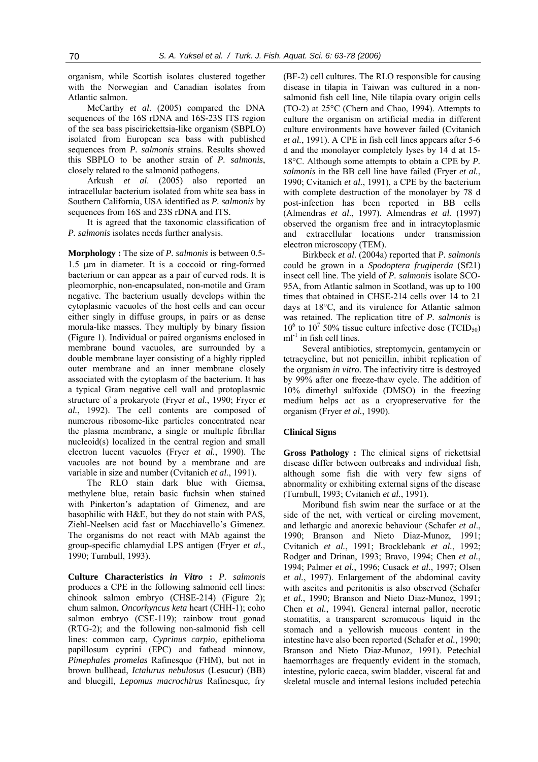organism, while Scottish isolates clustered together with the Norwegian and Canadian isolates from Atlantic salmon.

McCarthy *et al*. (2005) compared the DNA sequences of the 16S rDNA and 16S-23S ITS region of the sea bass piscirickettsia-like organism (SBPLO) isolated from European sea bass with published sequences from *P. salmonis* strains. Results showed this SBPLO to be another strain of *P. salmonis*, closely related to the salmonid pathogens.

Arkush *et al*. (2005) also reported an intracellular bacterium isolated from white sea bass in Southern California, USA identified as *P. salmonis* by sequences from 16S and 23S rDNA and ITS.

It is agreed that the taxonomic classification of *P. salmonis* isolates needs further analysis.

**Morphology :** The size of *P. salmonis* is between 0.5-1.5 μm in diameter. It is a coccoid or ring-formed bacterium or can appear as a pair of curved rods. It is pleomorphic, non-encapsulated, non-motile and Gram negative. The bacterium usually develops within the cytoplasmic vacuoles of the host cells and can occur either singly in diffuse groups, in pairs or as dense morula-like masses. They multiply by binary fission (Figure 1). Individual or paired organisms enclosed in membrane bound vacuoles, are surrounded by a double membrane layer consisting of a highly rippled outer membrane and an inner membrane closely associated with the cytoplasm of the bacterium. It has a typical Gram negative cell wall and protoplasmic structure of a prokaryote (Fryer *et al.*, 1990; Fryer *et al.*, 1992). The cell contents are composed of numerous ribosome-like particles concentrated near the plasma membrane, a single or multiple fibrillar nucleoid(s) localized in the central region and small electron lucent vacuoles (Fryer *et al.*, 1990). The vacuoles are not bound by a membrane and are variable in size and number (Cvitanich *et al.*, 1991).

The RLO stain dark blue with Giemsa, methylene blue, retain basic fuchsin when stained with Pinkerton's adaptation of Gimenez, and are basophilic with H&E, but they do not stain with PAS, Ziehl-Neelsen acid fast or Macchiavello's Gimenez. The organisms do not react with MAb against the group-specific chlamydial LPS antigen (Fryer *et al.*, 1990; Turnbull, 1993).

**Culture Characteristics *in Vitro* :** *P. salmonis* produces a CPE in the following salmonid cell lines: chinook salmon embryo (CHSE-214) (Figure 2); chum salmon, *Oncorhyncus keta* heart (CHH-1); coho salmon embryo (CSE-119); rainbow trout gonad (RTG-2); and the following non-salmonid fish cell lines: common carp, *Cyprinus carpio*, epithelioma papillosum cyprini (EPC) and fathead minnow, *Pimephales promelas* Rafinesque (FHM), but not in brown bullhead, *Ictalurus nebulosus* (Lesucur) (BB) and bluegill, *Lepomus macrochirus* Rafinesque, fry (BF-2) cell cultures. The RLO responsible for causing disease in tilapia in Taiwan was cultured in a non-salmonid fish cell line, Nile tilapia ovary origin cells (TO-2) at 25°C (Chern and Chao, 1994). Attempts to culture the organism on artificial media in different culture environments have however failed (Cvitanich *et al.*, 1991). A CPE in fish cell lines appears after 5-6 d and the monolayer completely lyses by 14 d at 15-18°C. Although some attempts to obtain a CPE by *P. salmonis* in the BB cell line have failed (Fryer *et al.*, 1990; Cvitanich *et al.*, 1991), a CPE by the bacterium with complete destruction of the monolayer by 78 d post-infection has been reported in BB cells (Almendras *et al*., 1997). Almendras *et al.* (1997) observed the organism free and in intracytoplasmic and extracellular locations under transmission electron microscopy (TEM).

Birkbeck *et al*. (2004a) reported that *P. salmonis* could be grown in a *Spodoptera frugiperda* (Sf21) insect cell line. The yield of *P. salmonis* isolate SCO-95A, from Atlantic salmon in Scotland, was up to 100 times that obtained in CHSE-214 cells over 14 to 21 days at 18°C, and its virulence for Atlantic salmon was retained. The replication titre of *P. salmonis* is $10^6$ to $10^7$ 50% tissue culture infective dose ($TCID_{50}$) $ml^{-1}$ in fish cell lines.

Several antibiotics, streptomycin, gentamycin or tetracycline, but not penicillin, inhibit replication of the organism *in vitro*. The infectivity titre is destroyed by 99% after one freeze-thaw cycle. The addition of 10% dimethyl sulfoxide (DMSO) in the freezing medium helps act as a cryopreservative for the organism (Fryer *et al.*, 1990).

## Clinical Signs

**Gross Pathology :** The clinical signs of rickettsial disease differ between outbreaks and individual fish, although some fish die with very few signs of abnormality or exhibiting external signs of the disease (Turnbull, 1993; Cvitanich *et al.*, 1991).

Moribund fish swim near the surface or at the side of the net, with vertical or circling movement, and lethargic and anorexic behaviour (Schafer *et al*., 1990; Branson and Nieto Diaz-Munoz, 1991; Cvitanich *et al.*, 1991; Brocklebank *et al.*, 1992; Rodger and Drinan, 1993; Bravo, 1994; Chen *et al.*, 1994; Palmer *et al.*, 1996; Cusack *et al.*, 1997; Olsen *et al.*, 1997). Enlargement of the abdominal cavity with ascites and peritonitis is also observed (Schafer *et al.*, 1990; Branson and Nieto Diaz-Munoz, 1991; Chen *et al.*, 1994). General internal pallor, necrotic stomatitis, a transparent seromucous liquid in the stomach and a yellowish mucous content in the intestine have also been reported (Schafer *et al.*, 1990; Branson and Nieto Diaz-Munoz, 1991). Petechial haemorrhages are frequently evident in the stomach, intestine, pyloric caeca, swim bladder, visceral fat and skeletal muscle and internal lesions included petechia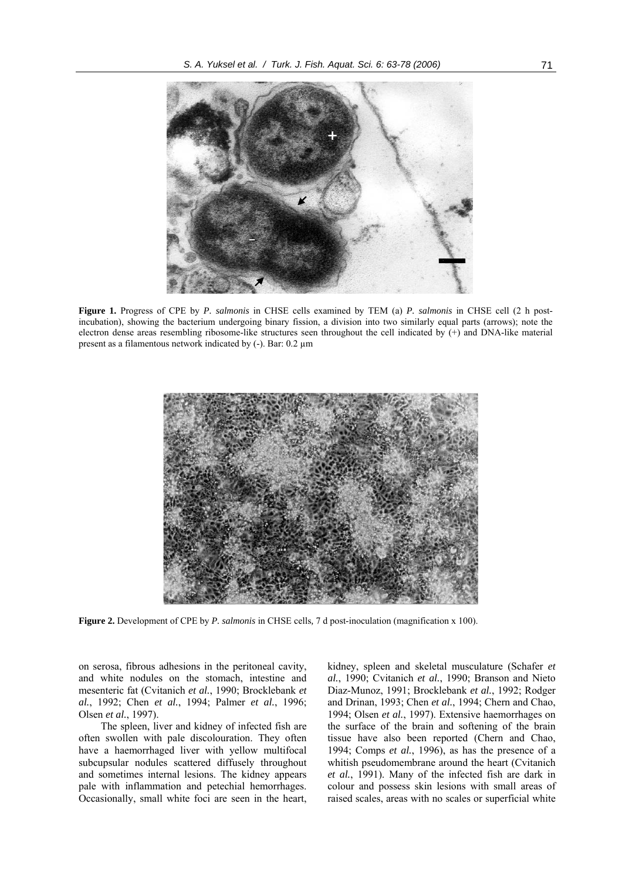**Figure 1.** Progress of CPE by *P. salmonis* in CHSE cells examined by TEM (a) *P. salmonis* in CHSE cell (2 h post-incubation), showing the bacterium undergoing binary fission, a division into two similarly equal parts (arrows); note the electron dense areas resembling ribosome-like structures seen throughout the cell indicated by (+) and DNA-like material present as a filamentous network indicated by (-). Bar: 0.2 µm

**Figure 2.** Development of CPE by *P. salmonis* in CHSE cells, 7 d post-inoculation (magnification x 100).

on serosa, fibrous adhesions in the peritoneal cavity, and white nodules on the stomach, intestine and mesenteric fat (Cvitanich *et al.*, 1990; Brocklebank *et al.*, 1992; Chen *et al.*, 1994; Palmer *et al.*, 1996; Olsen *et al.*, 1997).

The spleen, liver and kidney of infected fish are often swollen with pale discolouration. They often have a haemorrhaged liver with yellow multifocal subcupsular nodules scattered diffusely throughout and sometimes internal lesions. The kidney appears pale with inflammation and petechial hemorrhages. Occasionally, small white foci are seen in the heart, kidney, spleen and skeletal musculature (Schafer *et al.*, 1990; Cvitanich *et al.*, 1990; Branson and Nieto Diaz-Munoz, 1991; Brocklebank *et al.*, 1992; Rodger and Drinan, 1993; Chen *et al.*, 1994; Chern and Chao, 1994; Olsen *et al.*, 1997). Extensive haemorrhages on the surface of the brain and softening of the brain tissue have also been reported (Chern and Chao, 1994; Comps *et al.*, 1996), as has the presence of a whitish pseudomembrane around the heart (Cvitanich *et al.*, 1991). Many of the infected fish are dark in colour and possess skin lesions with small areas of raised scales, areas with no scales or superficial white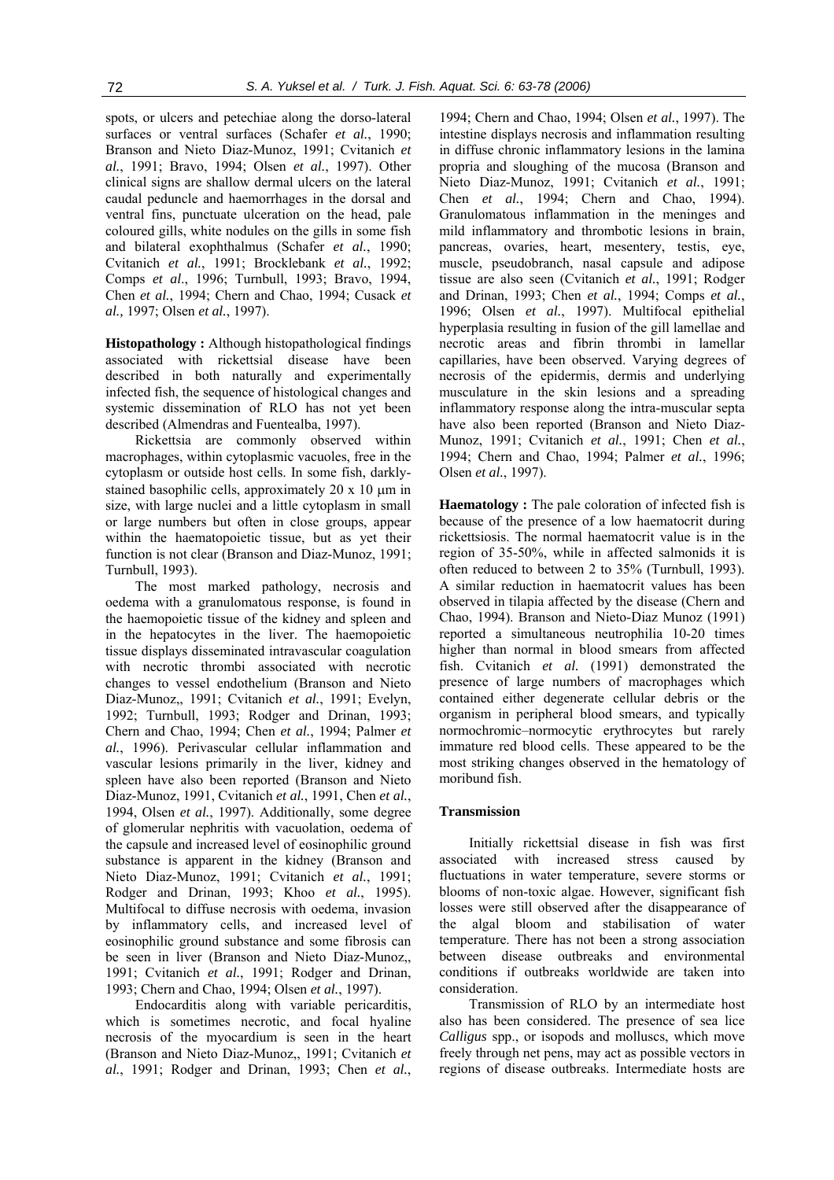spots, or ulcers and petechiae along the dorso-lateral surfaces or ventral surfaces (Schafer *et al.*, 1990; Branson and Nieto Diaz-Munoz, 1991; Cvitanich *et al.*, 1991; Bravo, 1994; Olsen *et al.*, 1997). Other clinical signs are shallow dermal ulcers on the lateral caudal peduncle and haemorrhages in the dorsal and ventral fins, punctuate ulceration on the head, pale coloured gills, white nodules on the gills in some fish and bilateral exophthalmus (Schafer *et al.*, 1990; Cvitanich *et al.*, 1991; Brocklebank *et al.*, 1992; Comps *et al*., 1996; Turnbull, 1993; Bravo, 1994, Chen *et al.*, 1994; Chern and Chao, 1994; Cusack *et al.,* 1997; Olsen *et al.*, 1997).

**Histopathology :** Although histopathological findings associated with rickettsial disease have been described in both naturally and experimentally infected fish, the sequence of histological changes and systemic dissemination of RLO has not yet been described (Almendras and Fuentealba, 1997).

Rickettsia are commonly observed within macrophages, within cytoplasmic vacuoles, free in the cytoplasm or outside host cells. In some fish, darkly-stained basophilic cells, approximately 20 x 10 μm in size, with large nuclei and a little cytoplasm in small or large numbers but often in close groups, appear within the haematopoietic tissue, but as yet their function is not clear (Branson and Diaz-Munoz, 1991; Turnbull, 1993).

The most marked pathology, necrosis and oedema with a granulomatous response, is found in the haemopoietic tissue of the kidney and spleen and in the hepatocytes in the liver. The haemopoietic tissue displays disseminated intravascular coagulation with necrotic thrombi associated with necrotic changes to vessel endothelium (Branson and Nieto Diaz-Munoz,, 1991; Cvitanich *et al.*, 1991; Evelyn, 1992; Turnbull, 1993; Rodger and Drinan, 1993; Chern and Chao, 1994; Chen *et al.*, 1994; Palmer *et al.*, 1996). Perivascular cellular inflammation and vascular lesions primarily in the liver, kidney and spleen have also been reported (Branson and Nieto Diaz-Munoz, 1991, Cvitanich *et al.*, 1991, Chen *et al.*, 1994, Olsen *et al.*, 1997). Additionally, some degree of glomerular nephritis with vacuolation, oedema of the capsule and increased level of eosinophilic ground substance is apparent in the kidney (Branson and Nieto Diaz-Munoz, 1991; Cvitanich *et al*., 1991; Rodger and Drinan, 1993; Khoo *et al*., 1995). Multifocal to diffuse necrosis with oedema, invasion by inflammatory cells, and increased level of eosinophilic ground substance and some fibrosis can be seen in liver (Branson and Nieto Diaz-Munoz,, 1991; Cvitanich *et al*., 1991; Rodger and Drinan, 1993; Chern and Chao, 1994; Olsen *et al.*, 1997).

Endocarditis along with variable pericarditis, which is sometimes necrotic, and focal hyaline necrosis of the myocardium is seen in the heart (Branson and Nieto Diaz-Munoz,, 1991; Cvitanich *et al.*, 1991; Rodger and Drinan, 1993; Chen *et al.*, 1994; Chern and Chao, 1994; Olsen *et al.*, 1997). The intestine displays necrosis and inflammation resulting in diffuse chronic inflammatory lesions in the lamina propria and sloughing of the mucosa (Branson and Nieto Diaz-Munoz, 1991; Cvitanich *et al.*, 1991; Chen *et al.*, 1994; Chern and Chao, 1994). Granulomatous inflammation in the meninges and mild inflammatory and thrombotic lesions in brain, pancreas, ovaries, heart, mesentery, testis, eye, muscle, pseudobranch, nasal capsule and adipose tissue are also seen (Cvitanich *et al.*, 1991; Rodger and Drinan, 1993; Chen *et al.*, 1994; Comps *et al.*, 1996; Olsen *et al.*, 1997). Multifocal epithelial hyperplasia resulting in fusion of the gill lamellae and necrotic areas and fibrin thrombi in lamellar capillaries, have been observed. Varying degrees of necrosis of the epidermis, dermis and underlying musculature in the skin lesions and a spreading inflammatory response along the intra-muscular septa have also been reported (Branson and Nieto Diaz-Munoz, 1991; Cvitanich *et al.*, 1991; Chen *et al.*, 1994; Chern and Chao, 1994; Palmer *et al.*, 1996; Olsen *et al.*, 1997).

**Haematology :** The pale coloration of infected fish is because of the presence of a low haematocrit during rickettsiosis. The normal haematocrit value is in the region of 35-50%, while in affected salmonids it is often reduced to between 2 to 35% (Turnbull, 1993). A similar reduction in haematocrit values has been observed in tilapia affected by the disease (Chern and Chao, 1994). Branson and Nieto-Diaz Munoz (1991) reported a simultaneous neutrophilia 10-20 times higher than normal in blood smears from affected fish. Cvitanich *et al.* (1991) demonstrated the presence of large numbers of macrophages which contained either degenerate cellular debris or the organism in peripheral blood smears, and typically normochromic–normocytic erythrocytes but rarely immature red blood cells. These appeared to be the most striking changes observed in the hematology of moribund fish.

### Transmission

Initially rickettsial disease in fish was first associated with increased stress caused by fluctuations in water temperature, severe storms or blooms of non-toxic algae. However, significant fish losses were still observed after the disappearance of the algal bloom and stabilisation of water temperature. There has not been a strong association between disease outbreaks and environmental conditions if outbreaks worldwide are taken into consideration.

Transmission of RLO by an intermediate host also has been considered. The presence of sea lice *Calligus* spp., or isopods and molluscs, which move freely through net pens, may act as possible vectors in regions of disease outbreaks. Intermediate hosts are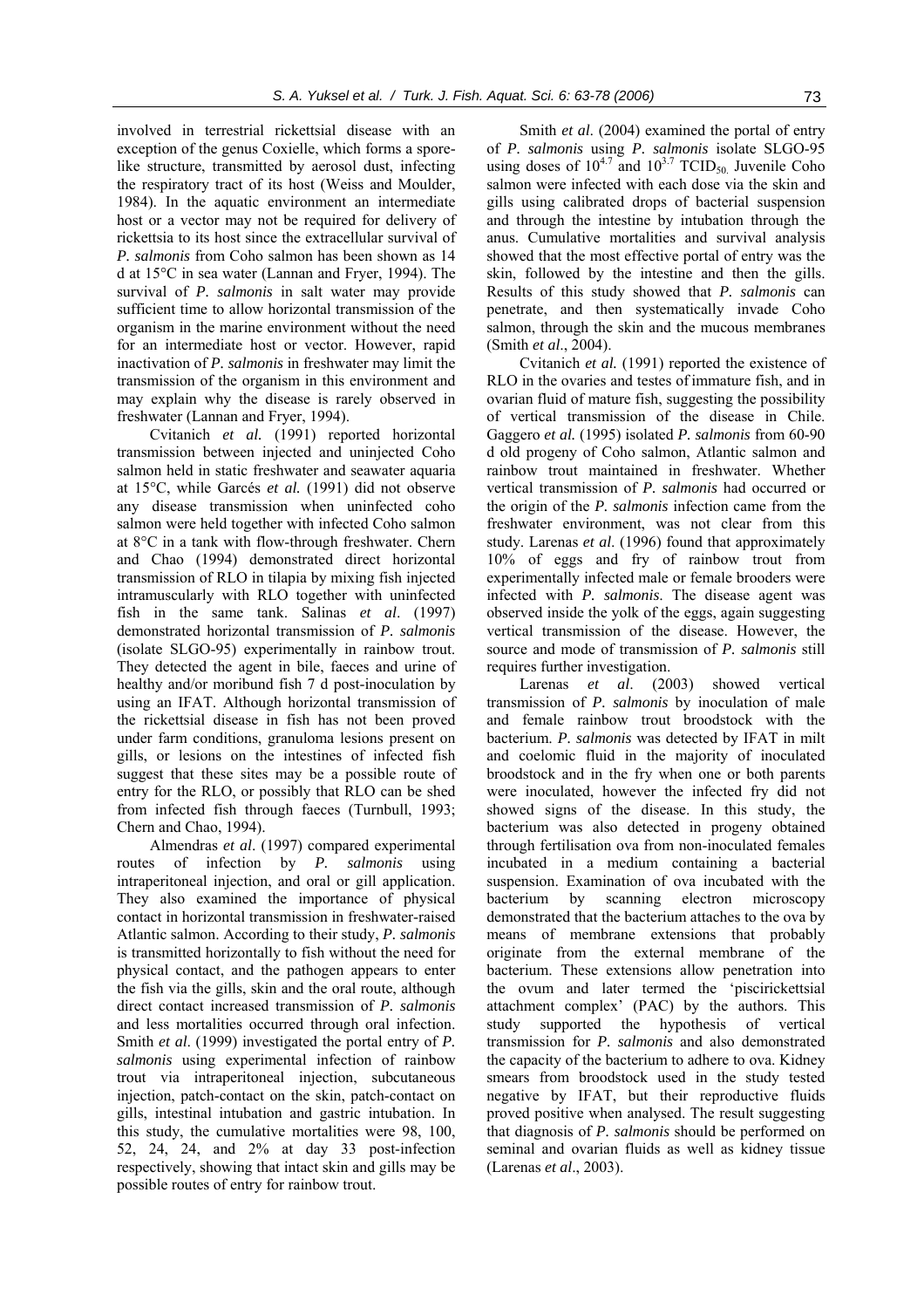involved in terrestrial rickettsial disease with an exception of the genus Coxielle, which forms a spore-like structure, transmitted by aerosol dust, infecting the respiratory tract of its host (Weiss and Moulder, 1984). In the aquatic environment an intermediate host or a vector may not be required for delivery of rickettsia to its host since the extracellular survival of *P. salmonis* from Coho salmon has been shown as 14 d at 15°C in sea water (Lannan and Fryer, 1994). The survival of *P. salmonis* in salt water may provide sufficient time to allow horizontal transmission of the organism in the marine environment without the need for an intermediate host or vector. However, rapid inactivation of *P. salmonis* in freshwater may limit the transmission of the organism in this environment and may explain why the disease is rarely observed in freshwater (Lannan and Fryer, 1994).

Cvitanich *et al.* (1991) reported horizontal transmission between injected and uninjected Coho salmon held in static freshwater and seawater aquaria at 15°C, while Garcés *et al.* (1991) did not observe any disease transmission when uninfected coho salmon were held together with infected Coho salmon at 8°C in a tank with flow-through freshwater. Chern and Chao (1994) demonstrated direct horizontal transmission of RLO in tilapia by mixing fish injected intramuscularly with RLO together with uninfected fish in the same tank. Salinas *et al*. (1997) demonstrated horizontal transmission of *P. salmonis* (isolate SLGO-95) experimentally in rainbow trout. They detected the agent in bile, faeces and urine of healthy and/or moribund fish 7 d post-inoculation by using an IFAT. Although horizontal transmission of the rickettsial disease in fish has not been proved under farm conditions, granuloma lesions present on gills, or lesions on the intestines of infected fish suggest that these sites may be a possible route of entry for the RLO, or possibly that RLO can be shed from infected fish through faeces (Turnbull, 1993; Chern and Chao, 1994).

Almendras *et al*. (1997) compared experimental routes of infection by *P. salmonis* using intraperitoneal injection, and oral or gill application. They also examined the importance of physical contact in horizontal transmission in freshwater-raised Atlantic salmon. According to their study, *P. salmonis* is transmitted horizontally to fish without the need for physical contact, and the pathogen appears to enter the fish via the gills, skin and the oral route, although direct contact increased transmission of *P. salmonis* and less mortalities occurred through oral infection. Smith *et al*. (1999) investigated the portal entry of *P. salmonis* using experimental infection of rainbow trout via intraperitoneal injection, subcutaneous injection, patch-contact on the skin, patch-contact on gills, intestinal intubation and gastric intubation. In this study, the cumulative mortalities were 98, 100, 52, 24, 24, and 2% at day 33 post-infection respectively, showing that intact skin and gills may be possible routes of entry for rainbow trout.

Smith *et al*. (2004) examined the portal of entry of *P. salmonis* using *P. salmonis* isolate SLGO-95 using doses of $10^{4.7}$ and $10^{3.7}$ $TCID_{50}$. Juvenile Coho salmon were infected with each dose via the skin and gills using calibrated drops of bacterial suspension and through the intestine by intubation through the anus. Cumulative mortalities and survival analysis showed that the most effective portal of entry was the skin, followed by the intestine and then the gills. Results of this study showed that *P. salmonis* can penetrate, and then systematically invade Coho salmon, through the skin and the mucous membranes (Smith *et al*., 2004).

Cvitanich *et al.* (1991) reported the existence of RLO in the ovaries and testes of immature fish, and in ovarian fluid of mature fish, suggesting the possibility of vertical transmission of the disease in Chile. Gaggero *et al.* (1995) isolated *P. salmonis* from 60-90 d old progeny of Coho salmon, Atlantic salmon and rainbow trout maintained in freshwater. Whether vertical transmission of *P. salmonis* had occurred or the origin of the *P. salmonis* infection came from the freshwater environment, was not clear from this study. Larenas *et al*. (1996) found that approximately 10% of eggs and fry of rainbow trout from experimentally infected male or female brooders were infected with *P. salmonis*. The disease agent was observed inside the yolk of the eggs, again suggesting vertical transmission of the disease. However, the source and mode of transmission of *P. salmonis* still requires further investigation.

Larenas *et al*. (2003) showed vertical transmission of *P. salmonis* by inoculation of male and female rainbow trout broodstock with the bacterium. *P. salmonis* was detected by IFAT in milt and coelomic fluid in the majority of inoculated broodstock and in the fry when one or both parents were inoculated, however the infected fry did not showed signs of the disease. In this study, the bacterium was also detected in progeny obtained through fertilisation ova from non-inoculated females incubated in a medium containing a bacterial suspension. Examination of ova incubated with the bacterium by scanning electron microscopy demonstrated that the bacterium attaches to the ova by means of membrane extensions that probably originate from the external membrane of the bacterium. These extensions allow penetration into the ovum and later termed the 'piscirickettsial attachment complex' (PAC) by the authors. This study supported the hypothesis of vertical transmission for *P. salmonis* and also demonstrated the capacity of the bacterium to adhere to ova. Kidney smears from broodstock used in the study tested negative by IFAT, but their reproductive fluids proved positive when analysed. The result suggesting that diagnosis of *P. salmonis* should be performed on seminal and ovarian fluids as well as kidney tissue (Larenas *et al*., 2003).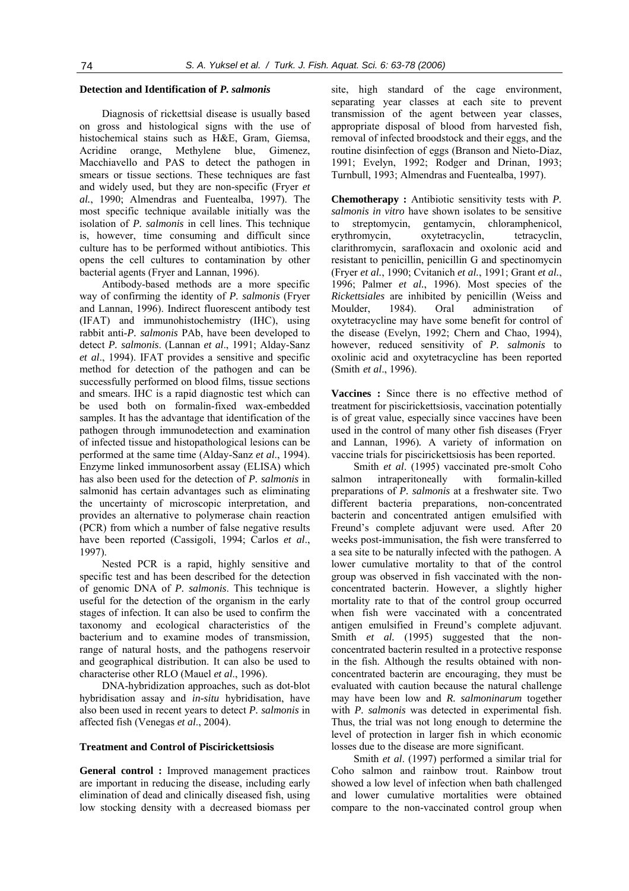### Detection and Identification of *P. salmonis*

Diagnosis of rickettsial disease is usually based on gross and histological signs with the use of histochemical stains such as H&E, Gram, Giemsa, Acridine orange, Methylene blue, Gimenez, Macchiavello and PAS to detect the pathogen in smears or tissue sections. These techniques are fast and widely used, but they are non-specific (Fryer *et al.*, 1990; Almendras and Fuentealba, 1997). The most specific technique available initially was the isolation of *P. salmonis* in cell lines. This technique is, however, time consuming and difficult since culture has to be performed without antibiotics. This opens the cell cultures to contamination by other bacterial agents (Fryer and Lannan, 1996).

Antibody-based methods are a more specific way of confirming the identity of *P. salmonis* (Fryer and Lannan, 1996). Indirect fluorescent antibody test (IFAT) and immunohistochemistry (IHC), using rabbit anti-*P. salmonis* PAb, have been developed to detect *P. salmonis*. (Lannan *et al*., 1991; Alday-Sanz *et al*., 1994). IFAT provides a sensitive and specific method for detection of the pathogen and can be successfully performed on blood films, tissue sections and smears. IHC is a rapid diagnostic test which can be used both on formalin-fixed wax-embedded samples. It has the advantage that identification of the pathogen through immunodetection and examination of infected tissue and histopathological lesions can be performed at the same time (Alday-Sanz *et al*., 1994). Enzyme linked immunosorbent assay (ELISA) which has also been used for the detection of *P. salmonis* in salmonid has certain advantages such as eliminating the uncertainty of microscopic interpretation, and provides an alternative to polymerase chain reaction (PCR) from which a number of false negative results have been reported (Cassigoli, 1994; Carlos *et al*., 1997).

Nested PCR is a rapid, highly sensitive and specific test and has been described for the detection of genomic DNA of *P. salmonis*. This technique is useful for the detection of the organism in the early stages of infection. It can also be used to confirm the taxonomy and ecological characteristics of the bacterium and to examine modes of transmission, range of natural hosts, and the pathogens reservoir and geographical distribution. It can also be used to characterise other RLO (Mauel *et al*., 1996).

DNA-hybridization approaches, such as dot-blot hybridisation assay and *in-situ* hybridisation, have also been used in recent years to detect *P. salmonis* in affected fish (Venegas *et al*., 2004).

### Treatment and Control of Piscirickettsiosis

**General control :** Improved management practices are important in reducing the disease, including early elimination of dead and clinically diseased fish, using low stocking density with a decreased biomass per site, high standard of the cage environment, separating year classes at each site to prevent transmission of the agent between year classes, appropriate disposal of blood from harvested fish, removal of infected broodstock and their eggs, and the routine disinfection of eggs (Branson and Nieto-Diaz, 1991; Evelyn, 1992; Rodger and Drinan, 1993; Turnbull, 1993; Almendras and Fuentealba, 1997).

**Chemotherapy :** Antibiotic sensitivity tests with *P. salmonis in vitro* have shown isolates to be sensitive to streptomycin, gentamycin, chloramphenicol, erythromycin, oxytetracyclin, tetracyclin, clarithromycin, sarafloxacin and oxolonic acid and resistant to penicillin, penicillin G and spectinomycin (Fryer *et al.*, 1990; Cvitanich *et al.*, 1991; Grant *et al.*, 1996; Palmer *et al.*, 1996). Most species of the *Rickettsiales* are inhibited by penicillin (Weiss and Moulder, 1984). Oral administration of oxytetracycline may have some benefit for control of the disease (Evelyn, 1992; Chern and Chao, 1994), however, reduced sensitivity of *P. salmonis* to oxolinic acid and oxytetracycline has been reported (Smith *et al*., 1996).

**Vaccines :** Since there is no effective method of treatment for piscirickettsiosis, vaccination potentially is of great value, especially since vaccines have been used in the control of many other fish diseases (Fryer and Lannan, 1996). A variety of information on vaccine trials for piscirickettsiosis has been reported.

Smith *et al*. (1995) vaccinated pre-smolt Coho salmon intraperitoneally with formalin-killed preparations of *P. salmonis* at a freshwater site. Two different bacteria preparations, non-concentrated bacterin and concentrated antigen emulsified with Freund's complete adjuvant were used. After 20 weeks post-immunisation, the fish were transferred to a sea site to be naturally infected with the pathogen. A lower cumulative mortality to that of the control group was observed in fish vaccinated with the non-concentrated bacterin. However, a slightly higher mortality rate to that of the control group occurred when fish were vaccinated with a concentrated antigen emulsified in Freund's complete adjuvant. Smith *et al.* (1995) suggested that the non-concentrated bacterin resulted in a protective response in the fish. Although the results obtained with non-concentrated bacterin are encouraging, they must be evaluated with caution because the natural challenge may have been low and *R. salmoninarum* together with *P. salmonis* was detected in experimental fish. Thus, the trial was not long enough to determine the level of protection in larger fish in which economic losses due to the disease are more significant.

Smith *et al*. (1997) performed a similar trial for Coho salmon and rainbow trout. Rainbow trout showed a low level of infection when bath challenged and lower cumulative mortalities were obtained compare to the non-vaccinated control group when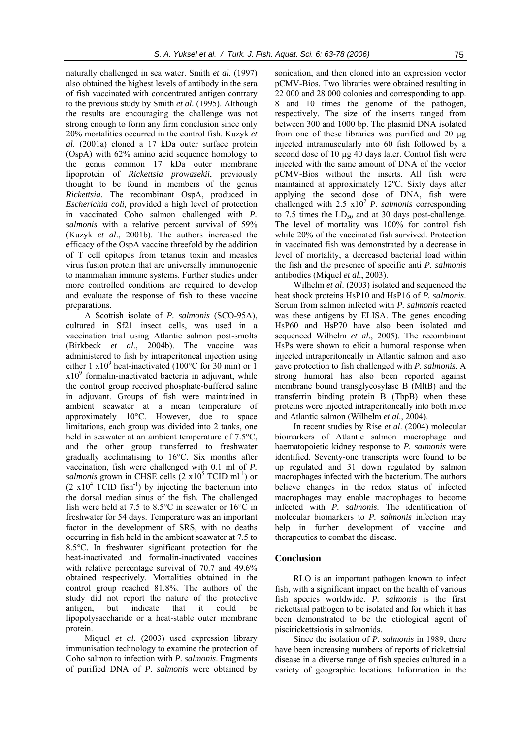naturally challenged in sea water. Smith *et al.* (1997) also obtained the highest levels of antibody in the sera of fish vaccinated with concentrated antigen contrary to the previous study by Smith *et al.* (1995). Although the results are encouraging the challenge was not strong enough to form any firm conclusion since only 20% mortalities occurred in the control fish. Kuzyk *et al*. (2001a) cloned a 17 kDa outer surface protein (OspA) with 62% amino acid sequence homology to the genus common 17 kDa outer membrane lipoprotein of *Rickettsia prowazekii*, previously thought to be found in members of the genus *Rickettsia.* The recombinant OspA, produced in *Escherichia coli,* provided a high level of protection in vaccinated Coho salmon challenged with *P. salmonis* with a relative percent survival of 59% (Kuzyk *et al*., 2001b). The authors increased the efficacy of the OspA vaccine threefold by the addition of T cell epitopes from tetanus toxin and measles virus fusion protein that are universally immunogenic to mammalian immune systems. Further studies under more controlled conditions are required to develop and evaluate the response of fish to these vaccine preparations.

A Scottish isolate of *P. salmonis* (SCO-95A), cultured in Sf21 insect cells, was used in a vaccination trial using Atlantic salmon post-smolts (Birkbeck *et al*., 2004b). The vaccine was administered to fish by intraperitoneal injection using either 1 $x10^9$ heat-inactivated (100°C for 30 min) or 1 $x10^9$ formalin-inactivated bacteria in adjuvant, while the control group received phosphate-buffered saline in adjuvant. Groups of fish were maintained in ambient seawater at a mean temperature of approximately 10°C. However, due to space limitations, each group was divided into 2 tanks, one held in seawater at an ambient temperature of 7.5°C, and the other group transferred to freshwater gradually acclimatising to 16°C. Six months after vaccination, fish were challenged with 0.1 ml of *P. salmonis* grown in CHSE cells (2 $x10^5$ TCID $ml^{-1}$) or (2 $x10^4$ TCID $fish^{-1}$) by injecting the bacterium into the dorsal median sinus of the fish. The challenged fish were held at 7.5 to 8.5°C in seawater or 16°C in freshwater for 54 days. Temperature was an important factor in the development of SRS, with no deaths occurring in fish held in the ambient seawater at 7.5 to 8.5°C. In freshwater significant protection for the heat-inactivated and formalin-inactivated vaccines with relative percentage survival of 70.7 and 49.6% obtained respectively. Mortalities obtained in the control group reached 81.8%. The authors of the study did not report the nature of the protective antigen, but indicate that it could be lipopolysaccharide or a heat-stable outer membrane protein.

Miquel *et al*. (2003) used expression library immunisation technology to examine the protection of Coho salmon to infection with *P. salmonis*. Fragments of purified DNA of *P. salmonis* were obtained by sonication, and then cloned into an expression vector pCMV-Bios. Two libraries were obtained resulting in 22 000 and 28 000 colonies and corresponding to app. 8 and 10 times the genome of the pathogen, respectively. The size of the inserts ranged from between 300 and 1000 bp. The plasmid DNA isolated from one of these libraries was purified and 20 µg injected intramuscularly into 60 fish followed by a second dose of 10 µg 40 days later. Control fish were injected with the same amount of DNA of the vector pCMV-Bios without the inserts. All fish were maintained at approximately 12ºC. Sixty days after applying the second dose of DNA, fish were challenged with 2.5 $x10^7$ *P. salmonis* corresponding to 7.5 times the $LD_{50}$ and at 30 days post-challenge. The level of mortality was 100% for control fish while 20% of the vaccinated fish survived. Protection in vaccinated fish was demonstrated by a decrease in level of mortality, a decreased bacterial load within the fish and the presence of specific anti *P. salmonis* antibodies (Miquel *et al*., 2003).

Wilhelm *et al*. (2003) isolated and sequenced the heat shock proteins HsP10 and HsP16 of *P. salmonis*. Serum from salmon infected with *P. salmonis* reacted was these antigens by ELISA. The genes encoding HsP60 and HsP70 have also been isolated and sequenced Wilhelm *et al*., 2005). The recombinant HsPs were shown to elicit a humoral response when injected intraperitoneally in Atlantic salmon and also gave protection to fish challenged with *P. salmonis*. A strong humoral has also been reported against membrane bound transglycosylase B (MltB) and the transferrin binding protein B (TbpB) when these proteins were injected intraperitoneally into both mice and Atlantic salmon (Wilhelm *et al*., 2004).

In recent studies by Rise *et al*. (2004) molecular biomarkers of Atlantic salmon macrophage and haematopoietic kidney response to *P. salmonis* were identified. Seventy-one transcripts were found to be up regulated and 31 down regulated by salmon macrophages infected with the bacterium. The authors believe changes in the redox status of infected macrophages may enable macrophages to become infected with *P. salmonis*. The identification of molecular biomarkers to *P. salmonis* infection may help in further development of vaccine and therapeutics to combat the disease.

## Conclusion

RLO is an important pathogen known to infect fish, with a significant impact on the health of various fish species worldwide. *P. salmonis* is the first rickettsial pathogen to be isolated and for which it has been demonstrated to be the etiological agent of piscirickettsiosis in salmonids.

Since the isolation of *P. salmonis* in 1989, there have been increasing numbers of reports of rickettsial disease in a diverse range of fish species cultured in a variety of geographic locations. Information in the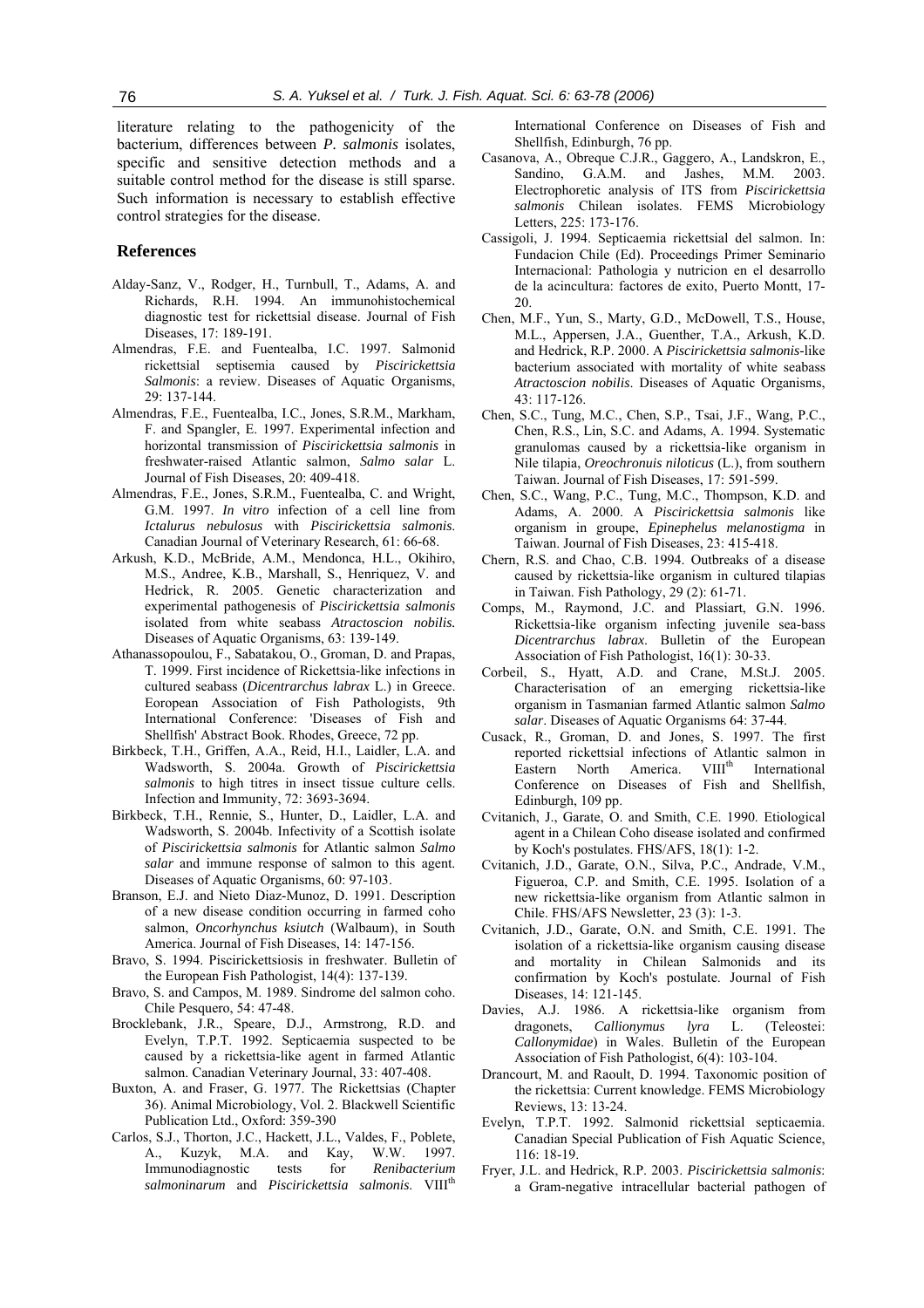literature relating to the pathogenicity of the bacterium, differences between *P. salmonis* isolates, specific and sensitive detection methods and a suitable control method for the disease is still sparse. Such information is necessary to establish effective control strategies for the disease.

## References

Alday-Sanz, V., Rodger, H., Turnbull, T., Adams, A. and Richards, R.H. 1994. An immunohistochemical diagnostic test for rickettsial disease. Journal of Fish Diseases, 17: 189-191.

Almendras, F.E. and Fuentealba, I.C. 1997. Salmonid rickettsial septisemia caused by *Piscirickettsia Salmonis*: a review. Diseases of Aquatic Organisms, 29: 137-144.

Almendras, F.E., Fuentealba, I.C., Jones, S.R.M., Markham, F. and Spangler, E. 1997. Experimental infection and horizontal transmission of *Piscirickettsia salmonis* in freshwater-raised Atlantic salmon, *Salmo salar* L. Journal of Fish Diseases, 20: 409-418.

Almendras, F.E., Jones, S.R.M., Fuentealba, C. and Wright, G.M. 1997. *In vitro* infection of a cell line from *Ictalurus nebulosus* with *Piscirickettsia salmonis*. Canadian Journal of Veterinary Research, 61: 66-68.

Arkush, K.D., McBride, A.M., Mendonca, H.L., Okihiro, M.S., Andree, K.B., Marshall, S., Henriquez, V. and Hedrick, R. 2005. Genetic characterization and experimental pathogenesis of *Piscirickettsia salmonis* isolated from white seabass *Atractoscion nobilis.* Diseases of Aquatic Organisms, 63: 139-149.

Athanassopoulou, F., Sabatakou, O., Groman, D. and Prapas, T. 1999. First incidence of Rickettsia-like infections in cultured seabass (*Dicentrarchus labrax* L.) in Greece. Eoropean Association of Fish Pathologists, 9th International Conference: 'Diseases of Fish and Shellfish' Abstract Book. Rhodes, Greece, 72 pp.

Birkbeck, T.H., Griffen, A.A., Reid, H.I., Laidler, L.A. and Wadsworth, S. 2004a. Growth of *Piscirickettsia salmonis* to high titres in insect tissue culture cells. Infection and Immunity, 72: 3693-3694.

Birkbeck, T.H., Rennie, S., Hunter, D., Laidler, L.A. and Wadsworth, S. 2004b. Infectivity of a Scottish isolate of *Piscirickettsia salmonis* for Atlantic salmon *Salmo salar* and immune response of salmon to this agent. Diseases of Aquatic Organisms, 60: 97-103.

Branson, E.J. and Nieto Diaz-Munoz, D. 1991. Description of a new disease condition occurring in farmed coho salmon, *Oncorhynchus ksiutch* (Walbaum), in South America. Journal of Fish Diseases, 14: 147-156.

Bravo, S. 1994. Piscirickettsiosis in freshwater. Bulletin of the European Fish Pathologist, 14(4): 137-139.

Bravo, S. and Campos, M. 1989. Sindrome del salmon coho. Chile Pesquero, 54: 47-48.

Brocklebank, J.R., Speare, D.J., Armstrong, R.D. and Evelyn, T.P.T. 1992. Septicaemia suspected to be caused by a rickettsia-like agent in farmed Atlantic salmon. Canadian Veterinary Journal, 33: 407-408.

Buxton, A. and Fraser, G. 1977. The Rickettsias (Chapter 36). Animal Microbiology, Vol. 2. Blackwell Scientific Publication Ltd., Oxford: 359-390

Carlos, S.J., Thorton, J.C., Hackett, J.L., Valdes, F., Poblete, A., Kuzyk, M.A. and Kay, W.W. 1997. Immunodiagnostic tests for *Renibacterium salmoninarum* and *Piscirickettsia salmonis*. VIII[th] International Conference on Diseases of Fish and Shellfish, Edinburgh, 76 pp.

Casanova, A., Obreque C.J.R., Gaggero, A., Landskron, E., Sandino, G.A.M. and Jashes, M.M. 2003. Electrophoretic analysis of ITS from *Piscirickettsia salmonis* Chilean isolates. FEMS Microbiology Letters, 225: 173-176.

Cassigoli, J. 1994. Septicaemia rickettsial del salmon. In: Fundacion Chile (Ed). Proceedings Primer Seminario Internacional: Pathologia y nutricion en el desarrollo de la acincultura: factores de exito, Puerto Montt, 17-20.

Chen, M.F., Yun, S., Marty, G.D., McDowell, T.S., House, M.L., Appersen, J.A., Guenther, T.A., Arkush, K.D. and Hedrick, R.P. 2000. A *Piscirickettsia salmonis*-like bacterium associated with mortality of white seabass *Atractoscion nobilis*. Diseases of Aquatic Organisms, 43: 117-126.

Chen, S.C., Tung, M.C., Chen, S.P., Tsai, J.F., Wang, P.C., Chen, R.S., Lin, S.C. and Adams, A. 1994. Systematic granulomas caused by a rickettsia-like organism in Nile tilapia, *Oreochronuis niloticus* (L.), from southern Taiwan. Journal of Fish Diseases, 17: 591-599.

Chen, S.C., Wang, P.C., Tung, M.C., Thompson, K.D. and Adams, A. 2000. A *Piscirickettsia salmonis* like organism in groupe, *Epinephelus melanostigma* in Taiwan. Journal of Fish Diseases, 23: 415-418.

Chern, R.S. and Chao, C.B. 1994. Outbreaks of a disease caused by rickettsia-like organism in cultured tilapias in Taiwan. Fish Pathology, 29 (2): 61-71.

Comps, M., Raymond, J.C. and Plassiart, G.N. 1996. Rickettsia-like organism infecting juvenile sea-bass *Dicentrarchus labrax*. Bulletin of the European Association of Fish Pathologist, 16(1): 30-33.

Corbeil, S., Hyatt, A.D. and Crane, M.St.J. 2005. Characterisation of an emerging rickettsia-like organism in Tasmanian farmed Atlantic salmon *Salmo salar*. Diseases of Aquatic Organisms 64: 37-44.

Cusack, R., Groman, D. and Jones, S. 1997. The first reported rickettsial infections of Atlantic salmon in Eastern North America. VIII[th] International Conference on Diseases of Fish and Shellfish, Edinburgh, 109 pp.

Cvitanich, J., Garate, O. and Smith, C.E. 1990. Etiological agent in a Chilean Coho disease isolated and confirmed by Koch's postulates. FHS/AFS, 18(1): 1-2.

Cvitanich, J.D., Garate, O.N., Silva, P.C., Andrade, V.M., Figueroa, C.P. and Smith, C.E. 1995. Isolation of a new rickettsia-like organism from Atlantic salmon in Chile. FHS/AFS Newsletter, 23 (3): 1-3.

Cvitanich, J.D., Garate, O.N. and Smith, C.E. 1991. The isolation of a rickettsia-like organism causing disease and mortality in Chilean Salmonids and its confirmation by Koch's postulate. Journal of Fish Diseases, 14: 121-145.

Davies, A.J. 1986. A rickettsia-like organism from dragonets, *Callionymus lyra* L. (Teleostei: *Callonymidae*) in Wales. Bulletin of the European Association of Fish Pathologist, 6(4): 103-104.

Drancourt, M. and Raoult, D. 1994. Taxonomic position of the rickettsia: Current knowledge. FEMS Microbiology Reviews, 13: 13-24.

Evelyn, T.P.T. 1992. Salmonid rickettsial septicaemia. Canadian Special Publication of Fish Aquatic Science, 116: 18-19.

Fryer, J.L. and Hedrick, R.P. 2003. *Piscirickettsia salmonis*: a Gram-negative intracellular bacterial pathogen of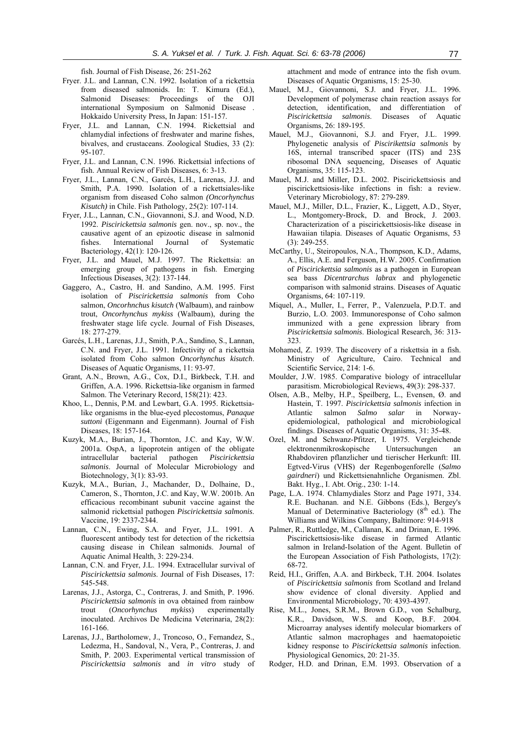fish. Journal of Fish Disease, 26: 251-262

Fryer. J.L. and Lannan, C.N. 1992. Isolation of a rickettsia from diseased salmonids. In: T. Kimura (Ed.), Salmonid Diseases: Proceedings of the OJI international Symposium on Salmonid Disease . Hokkaido University Press, In Japan: 151-157.

Fryer, J.L. and Lannan, C.N. 1994. Rickettsial and chlamydial infections of freshwater and marine fishes, bivalves, and crustaceans. Zoological Studies, 33 (2): 95-107.

Fryer, J.L. and Lannan, C.N. 1996. Rickettsial infections of fish. Annual Review of Fish Diseases, 6: 3-13.

Fryer, J.L., Lannan, C.N., Garcés, L.H., Larenas, J.J. and Smith, P.A. 1990. Isolation of a rickettsiales-like organism from diseased Coho salmon *(Oncorhynchus Kisutch)* in Chile. Fish Pathology, 25(2): 107-114.

Fryer, J.L., Lannan, C.N., Giovannoni, S.J. and Wood, N.D. 1992. *Piscirickettsia salmonis* gen. nov., sp. nov., the causative agent of an epizootic disease in salmonid fishes. International Journal of Systematic Bacteriology, 42(1): 120-126.

Fryer, J.L. and Mauel, M.J. 1997. The Rickettsia: an emerging group of pathogens in fish. Emerging Infectious Diseases, 3(2): 137-144.

Gaggero, A., Castro, H. and Sandino, A.M. 1995. First isolation of *Piscirickettsia salmonis* from Coho salmon, *Oncorhnchus kisutch* (Walbaum), and rainbow trout, *Oncorhynchus mykiss* (Walbaum), during the freshwater stage life cycle. Journal of Fish Diseases, 18: 277-279.

Garcés, L.H., Larenas, J.J., Smith, P.A., Sandino, S., Lannan, C.N. and Fryer, J.L. 1991. Infectivity of a rickettsia isolated from Coho salmon *Oncorhynchus kisutch*. Diseases of Aquatic Organisms, 11: 93-97.

Grant, A.N., Brown, A.G., Cox, D.I., Birkbeck, T.H. and Griffen, A.A. 1996. Rickettsia-like organism in farmed Salmon. The Veterinary Record, 158(21): 423.

Khoo, L., Dennis, P.M. and Lewbart, G.A. 1995. Rickettsia-like organisms in the blue-eyed plecostomus, *Panaque suttoni* (Eigenmann and Eigenmann). Journal of Fish Diseases, 18: 157-164.

Kuzyk, M.A., Burian, J., Thornton, J.C. and Kay, W.W. 2001a. OspA, a lipoprotein antigen of the obligate intracellular bacterial pathogen *Piscirickettsia salmonis*. Journal of Molecular Microbiology and Biotechnology, 3(1): 83-93.

Kuzyk, M.A., Burian, J., Machander, D., Dolhaine, D., Cameron, S., Thornton, J.C. and Kay, W.W. 2001b. An efficacious recombinant subunit vaccine against the salmonid rickettsial pathogen *Piscirickettsia salmonis*. Vaccine, 19: 2337-2344.

Lannan, C.N., Ewing, S.A. and Fryer, J.L. 1991. A fluorescent antibody test for detection of the rickettsia causing disease in Chilean salmonids. Journal of Aquatic Animal Health, 3: 229-234.

Lannan, C.N. and Fryer, J.L. 1994. Extracellular survival of *Piscirickettsia salmonis*. Journal of Fish Diseases, 17: 545-548.

Larenas, J.J., Astorga, C., Contreras, J. and Smith, P. 1996. *Piscirickettsia salmonis* in ova obtained from rainbow trout (*Oncorhynchus mykiss*) experimentally inoculated. Archivos De Medicina Veterinaria, 28(2): 161-166.

Larenas, J.J., Bartholomew, J., Troncoso, O., Fernandez, S., Ledezma, H., Sandoval, N., Vera, P., Contreras, J. and Smith, P. 2003. Experimental vertical transmission of *Piscirickettsia salmonis* and *in vitro* study of attachment and mode of entrance into the fish ovum. Diseases of Aquatic Organisms, 15: 25-30.

Mauel, M.J., Giovannoni, S.J. and Fryer, J.L. 1996. Development of polymerase chain reaction assays for detection, identification, and differentiation of *Piscirickettsia salmonis*. Diseases of Aquatic Organisms, 26: 189-195.

Mauel, M.J., Giovannoni, S.J. and Fryer, J.L. 1999. Phylogenetic analysis of *Pisciriketttsia salmonis* by 16S, internal transcribed spacer (ITS) and 23S ribosomal DNA sequencing, Diseases of Aquatic Organisms, 35: 115-123.

Mauel, M.J. and Miller, D.L. 2002. Piscirickettsiosis and piscirickettsiosis-like infections in fish: a review. Veterinary Microbiology, 87: 279-289.

Mauel, M.J., Miller, D.L., Frazier, K., Liggett, A.D., Styer, L., Montgomery-Brock, D. and Brock, J. 2003. Characterization of a piscirickettsiosis-like disease in Hawaiian tilapia. Diseases of Aquatic Organisms, 53 (3): 249-255.

McCarthy, U., Steiropoulos, N.A., Thompson, K.D., Adams, A., Ellis, A.E. and Ferguson, H.W. 2005. Confirmation of *Piscirickettsia salmonis* as a pathogen in European sea bass *Dicentrarchus labrax* and phylogenetic comparison with salmonid strains. Diseases of Aquatic Organisms, 64: 107-119.

Miquel, A., Muller, I., Ferrer, P., Valenzuela, P.D.T. and Burzio, L.O. 2003. Immunoresponse of Coho salmon immunized with a gene expression library from *Piscirickettsia salmonis*. Biological Research, 36: 313-323.

Mohamed, Z. 1939. The discovery of a riskettsia in a fish. Ministry of Agriculture, Cairo. Technical and Scientific Service, 214: 1-6.

Moulder, J.W. 1985. Comparative biology of intracellular parasitism. Microbiological Reviews, 49(3): 298-337.

Olsen, A.B., Melby, H.P., Speilberg, L., Evensen, Ø. and Hastein, T. 1997. *Piscirickettsia salmonis* infection in Atlantic salmon *Salmo salar* in Norway-epidemiological, pathological and microbiological findings. Diseases of Aquatic Organisms, 31: 35-48.

Ozel, M. and Schwanz-Pfitzer, I. 1975. Vergleichende elektronenmikroskopische Untersuchungen an Rhabdoviren pflanzlicher und tierischer Herkunft: III. Egtved-Virus (VHS) der Regenbogenforelle (*Salmo gairdneri*) und Rickettsienahnliche Organismen. Zbl. Bakt. Hyg., I. Abt. Orig., 230: 1-14.

Page, L.A. 1974. Chlamydiales Storz and Page 1971, 334. R.E. Buchanan. and N.E. Gibbons (Eds.), Bergey's Manual of Determinative Bacteriology (8[th] ed.). The Williams and Wilkins Company, Baltimore: 914-918

Palmer, R., Ruttledge, M., Callanan, K. and Drinan, E. 1996. Piscirickettsiosis-like disease in farmed Atlantic salmon in Ireland-Isolation of the Agent. Bulletin of the European Association of Fish Pathologists, 17(2): 68-72.

Reid, H.I., Griffen, A.A. and Birkbeck, T.H. 2004. Isolates of *Piscirickettsia salmonis* from Scotland and Ireland show evidence of clonal diversity. Applied and Environmental Microbiology, 70: 4393-4397.

Rise, M.L., Jones, S.R.M., Brown G.D., von Schalburg, K.R., Davidson, W.S. and Koop, B.F. 2004. Microarray analyses identify molecular biomarkers of Atlantic salmon macrophages and haematopoietic kidney response to *Piscirickettsia salmonis* infection. Physiological Genomics, 20: 21-35.

Rodger, H.D. and Drinan, E.M. 1993. Observation of a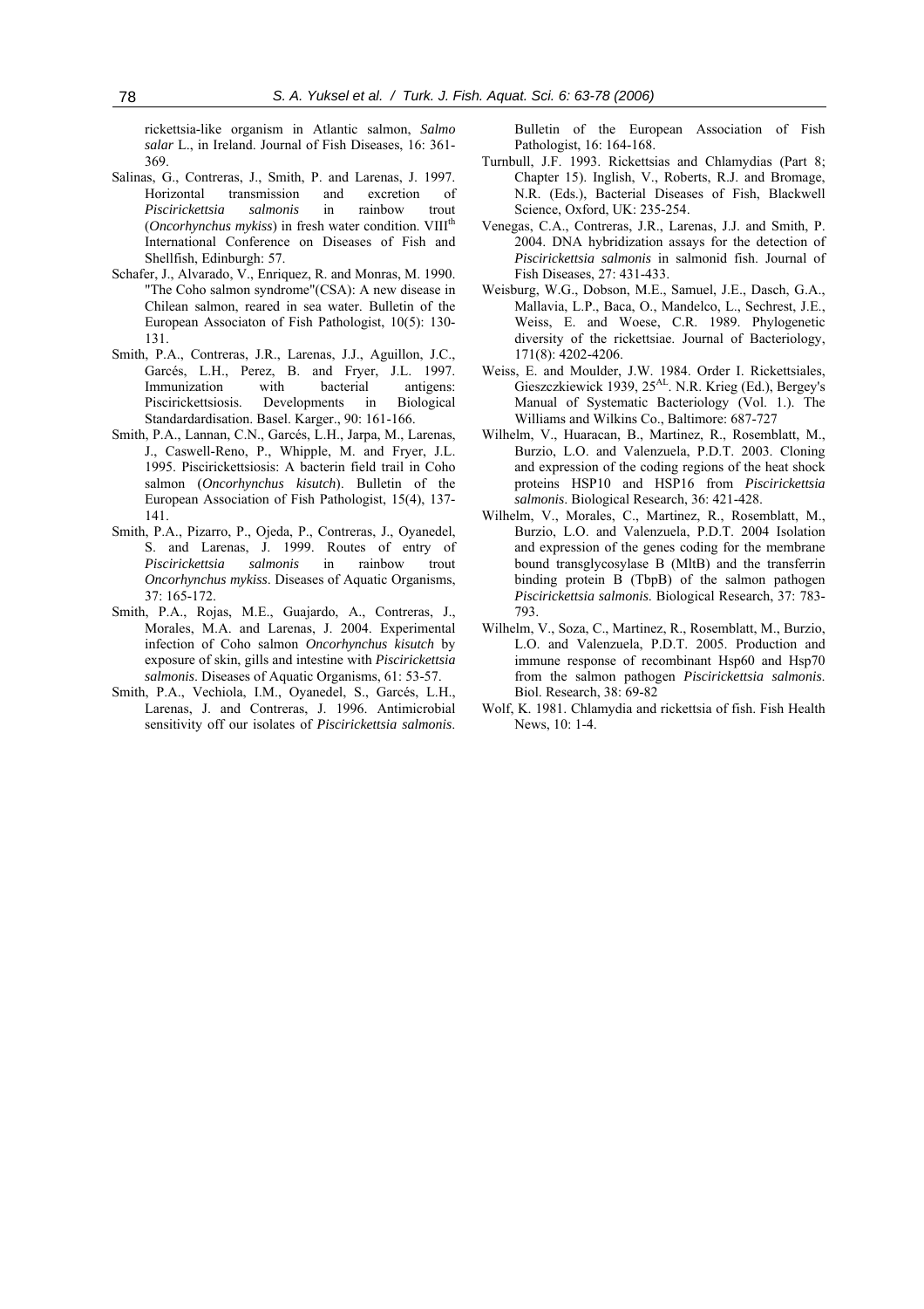rickettsia-like organism in Atlantic salmon, *Salmo salar* L., in Ireland. Journal of Fish Diseases, 16: 361-369.

Salinas, G., Contreras, J., Smith, P. and Larenas, J. 1997. Horizontal transmission and excretion of *Piscirickettsia salmonis* in rainbow trout (*Oncorhynchus mykiss*) in fresh water condition. VIII[th] International Conference on Diseases of Fish and Shellfish, Edinburgh: 57.

Schafer, J., Alvarado, V., Enriquez, R. and Monras, M. 1990. "The Coho salmon syndrome"(CSA): A new disease in Chilean salmon, reared in sea water. Bulletin of the European Associaton of Fish Pathologist, 10(5): 130-131.

Smith, P.A., Contreras, J.R., Larenas, J.J., Aguillon, J.C., Garcés, L.H., Perez, B. and Fryer, J.L. 1997. Immunization with bacterial antigens: Piscirickettsiosis. Developments in Biological Standardardisation. Basel. Karger., 90: 161-166.

Smith, P.A., Lannan, C.N., Garcés, L.H., Jarpa, M., Larenas, J., Caswell-Reno, P., Whipple, M. and Fryer, J.L. 1995. Piscirickettsiosis: A bacterin field trail in Coho salmon (*Oncorhynchus kisutch*). Bulletin of the European Association of Fish Pathologist, 15(4), 137-141.

Smith, P.A., Pizarro, P., Ojeda, P., Contreras, J., Oyanedel, S. and Larenas, J. 1999. Routes of entry of *Piscirickettsia salmonis* in rainbow trout *Oncorhynchus mykiss*. Diseases of Aquatic Organisms, 37: 165-172.

Smith, P.A., Rojas, M.E., Guajardo, A., Contreras, J., Morales, M.A. and Larenas, J. 2004. Experimental infection of Coho salmon *Oncorhynchus kisutch* by exposure of skin, gills and intestine with *Piscirickettsia salmonis*. Diseases of Aquatic Organisms, 61: 53-57.

Smith, P.A., Vechiola, I.M., Oyanedel, S., Garcés, L.H., Larenas, J. and Contreras, J. 1996. Antimicrobial sensitivity off our isolates of *Piscirickettsia salmonis*. Bulletin of the European Association of Fish Pathologist, 16: 164-168.

Turnbull, J.F. 1993. Rickettsias and Chlamydias (Part 8; Chapter 15). Inglish, V., Roberts, R.J. and Bromage, N.R. (Eds.), Bacterial Diseases of Fish, Blackwell Science, Oxford, UK: 235-254.

Venegas, C.A., Contreras, J.R., Larenas, J.J. and Smith, P. 2004. DNA hybridization assays for the detection of *Piscirickettsia salmonis* in salmonid fish. Journal of Fish Diseases, 27: 431-433.

Weisburg, W.G., Dobson, M.E., Samuel, J.E., Dasch, G.A., Mallavia, L.P., Baca, O., Mandelco, L., Sechrest, J.E., Weiss, E. and Woese, C.R. 1989. Phylogenetic diversity of the rickettsiae. Journal of Bacteriology, 171(8): 4202-4206.

Weiss, E. and Moulder, J.W. 1984. Order I. Rickettsiales, Gieszczkiewick 1939, 25[AL]. N.R. Krieg (Ed.), Bergey's Manual of Systematic Bacteriology (Vol. 1.). The Williams and Wilkins Co., Baltimore: 687-727

Wilhelm, V., Huaracan, B., Martinez, R., Rosemblatt, M., Burzio, L.O. and Valenzuela, P.D.T. 2003. Cloning and expression of the coding regions of the heat shock proteins HSP10 and HSP16 from *Piscirickettsia salmonis*. Biological Research, 36: 421-428.

Wilhelm, V., Morales, C., Martinez, R., Rosemblatt, M., Burzio, L.O. and Valenzuela, P.D.T. 2004 Isolation and expression of the genes coding for the membrane bound transglycosylase B (MltB) and the transferrin binding protein B (TbpB) of the salmon pathogen *Piscirickettsia salmonis*. Biological Research, 37: 783-793.

Wilhelm, V., Soza, C., Martinez, R., Rosemblatt, M., Burzio, L.O. and Valenzuela, P.D.T. 2005. Production and immune response of recombinant Hsp60 and Hsp70 from the salmon pathogen *Piscirickettsia salmonis*. Biol. Research, 38: 69-82

Wolf, K. 1981. Chlamydia and rickettsia of fish. Fish Health News, 10: 1-4.